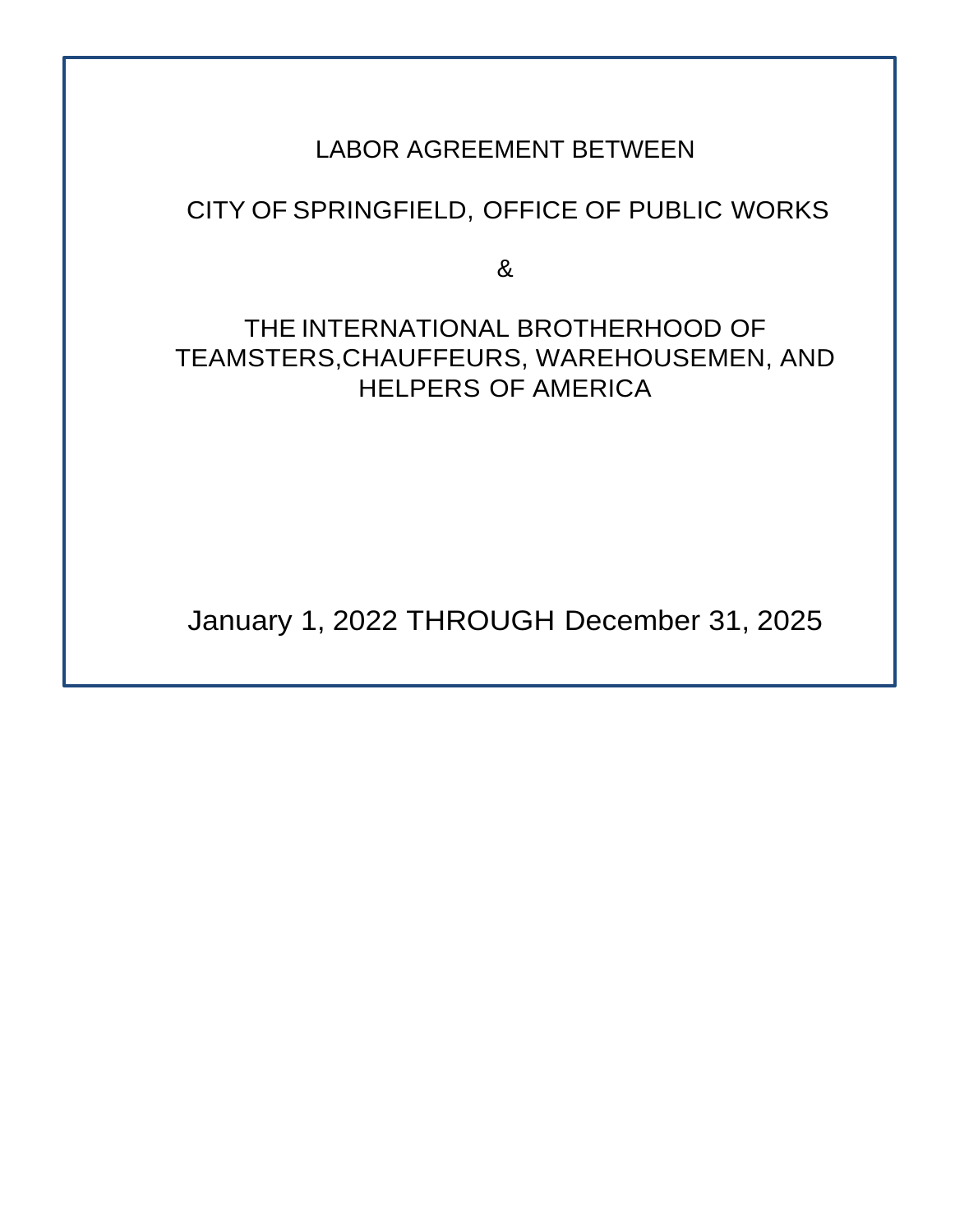# LABOR AGREEMENT BETWEEN

## CITY OF SPRINGFIELD, OFFICE OF PUBLIC WORKS

&

## THE INTERNATIONAL BROTHERHOOD OF TEAMSTERS,CHAUFFEURS, WAREHOUSEMEN, AND HELPERS OF AMERICA

January 1, 2022 THROUGH December 31, 2025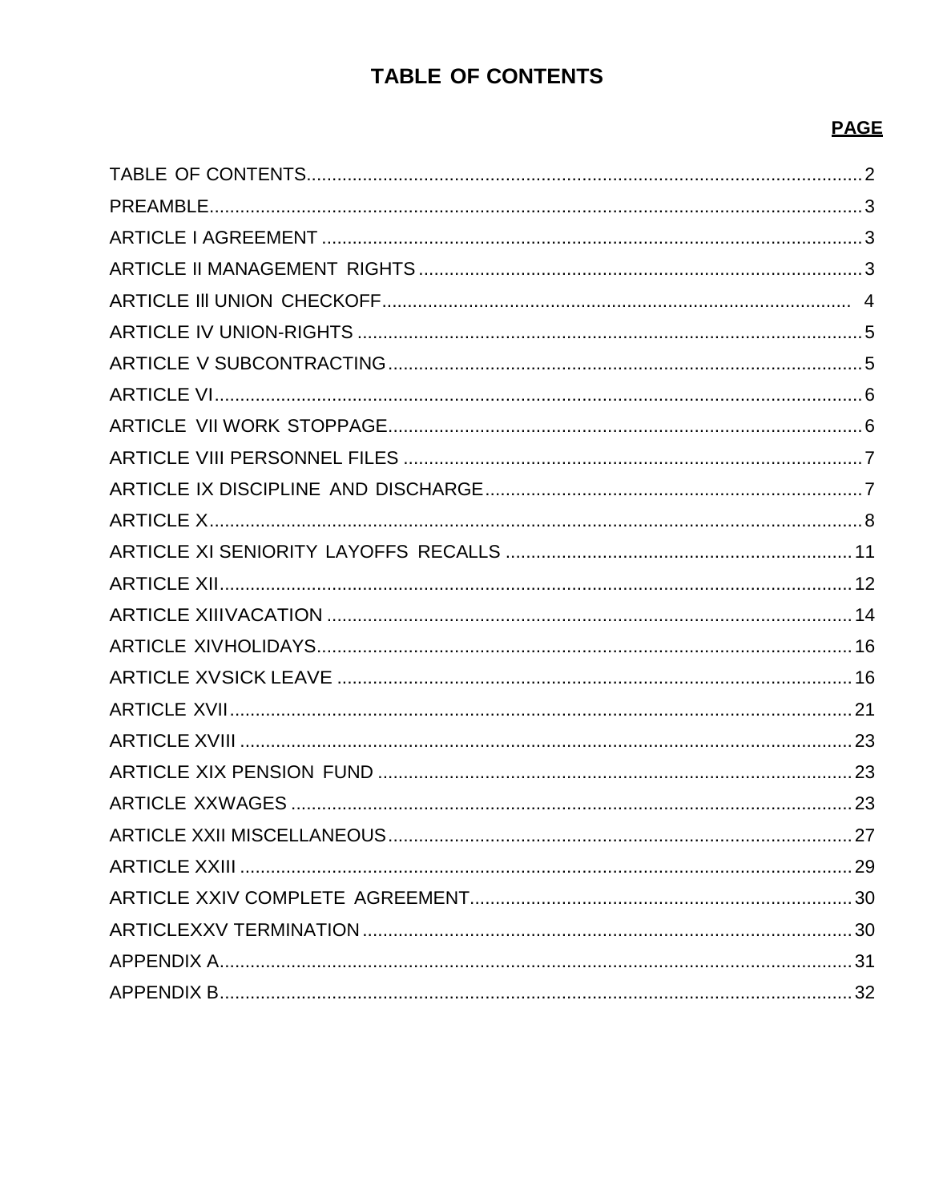# TABLE OF CONTENTS

| | PAGE |
|---|---|
| TABLE OF CONTENTS | 2 |
| PREAMBLE | 3 |
| ARTICLE I AGREEMENT | 3 |
| ARTICLE II MANAGEMENT RIGHTS | 3 |
| ARTICLE Ill UNION CHECKOFF | 4 |
| ARTICLE IV UNION-RIGHTS | 5 |
| ARTICLE V SUBCONTRACTING | 5 |
| ARTICLE VI | 6 |
| ARTICLE VII WORK STOPPAGE | 6 |
| ARTICLE VIII PERSONNEL FILES | 7 |
| ARTICLE IX DISCIPLINE AND DISCHARGE | 7 |
| ARTICLE X | 8 |
| ARTICLE XI SENIORITY LAYOFFS RECALLS | 11 |
| ARTICLE XII | 12 |
| ARTICLE XIIIVACATION | 14 |
| ARTICLE XIVHOLIDAYS | 16 |
| ARTICLE XVSICK LEAVE | 16 |
| ARTICLE XVII | 21 |
| ARTICLE XVIII | 23 |
| ARTICLE XIX PENSION FUND | 23 |
| ARTICLE XXWAGES | 23 |
| ARTICLE XXII MISCELLANEOUS | 27 |
| ARTICLE XXIII | 29 |
| ARTICLE XXIV COMPLETE AGREEMENT | 30 |
| ARTICLEXXV TERMINATION | 30 |
| APPENDIX A | 31 |
| APPENDIX B | 32 |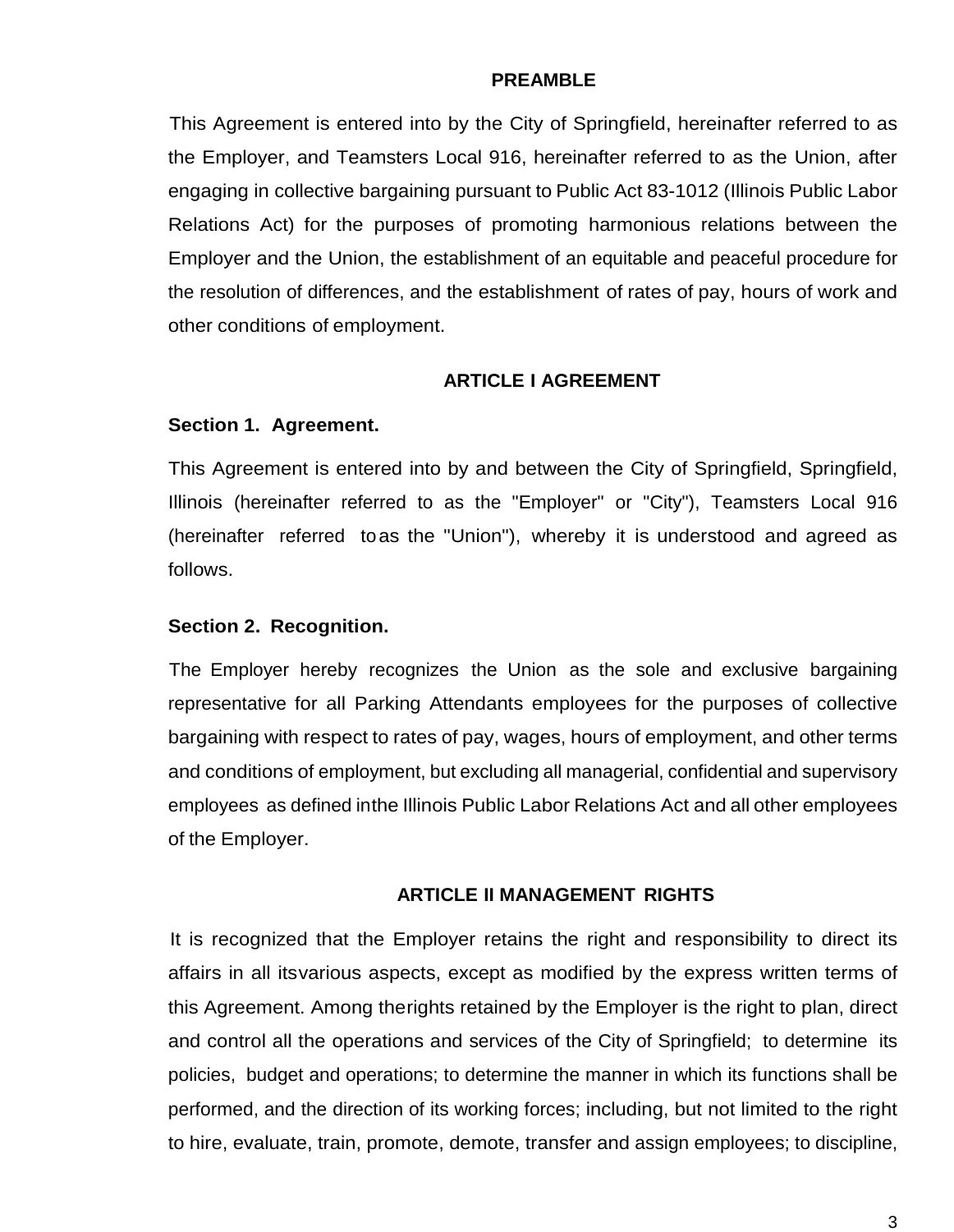## PREAMBLE

This Agreement is entered into by the City of Springfield, hereinafter referred to as the Employer, and Teamsters Local 916, hereinafter referred to as the Union, after engaging in collective bargaining pursuant to Public Act 83-1012 (Illinois Public Labor Relations Act) for the purposes of promoting harmonious relations between the Employer and the Union, the establishment of an equitable and peaceful procedure for the resolution of differences, and the establishment of rates of pay, hours of work and other conditions of employment.

## ARTICLE I AGREEMENT

### Section 1. Agreement.

This Agreement is entered into by and between the City of Springfield, Springfield, Illinois (hereinafter referred to as the "Employer" or "City"), Teamsters Local 916 (hereinafter referred to as the "Union"), whereby it is understood and agreed as follows.

### Section 2. Recognition.

The Employer hereby recognizes the Union as the sole and exclusive bargaining representative for all Parking Attendants employees for the purposes of collective bargaining with respect to rates of pay, wages, hours of employment, and other terms and conditions of employment, but excluding all managerial, confidential and supervisory employees as defined in the Illinois Public Labor Relations Act and all other employees of the Employer.

## ARTICLE II MANAGEMENT RIGHTS

It is recognized that the Employer retains the right and responsibility to direct its affairs in all its various aspects, except as modified by the express written terms of this Agreement. Among the rights retained by the Employer is the right to plan, direct and control all the operations and services of the City of Springfield; to determine its policies, budget and operations; to determine the manner in which its functions shall be performed, and the direction of its working forces; including, but not limited to the right to hire, evaluate, train, promote, demote, transfer and assign employees; to discipline,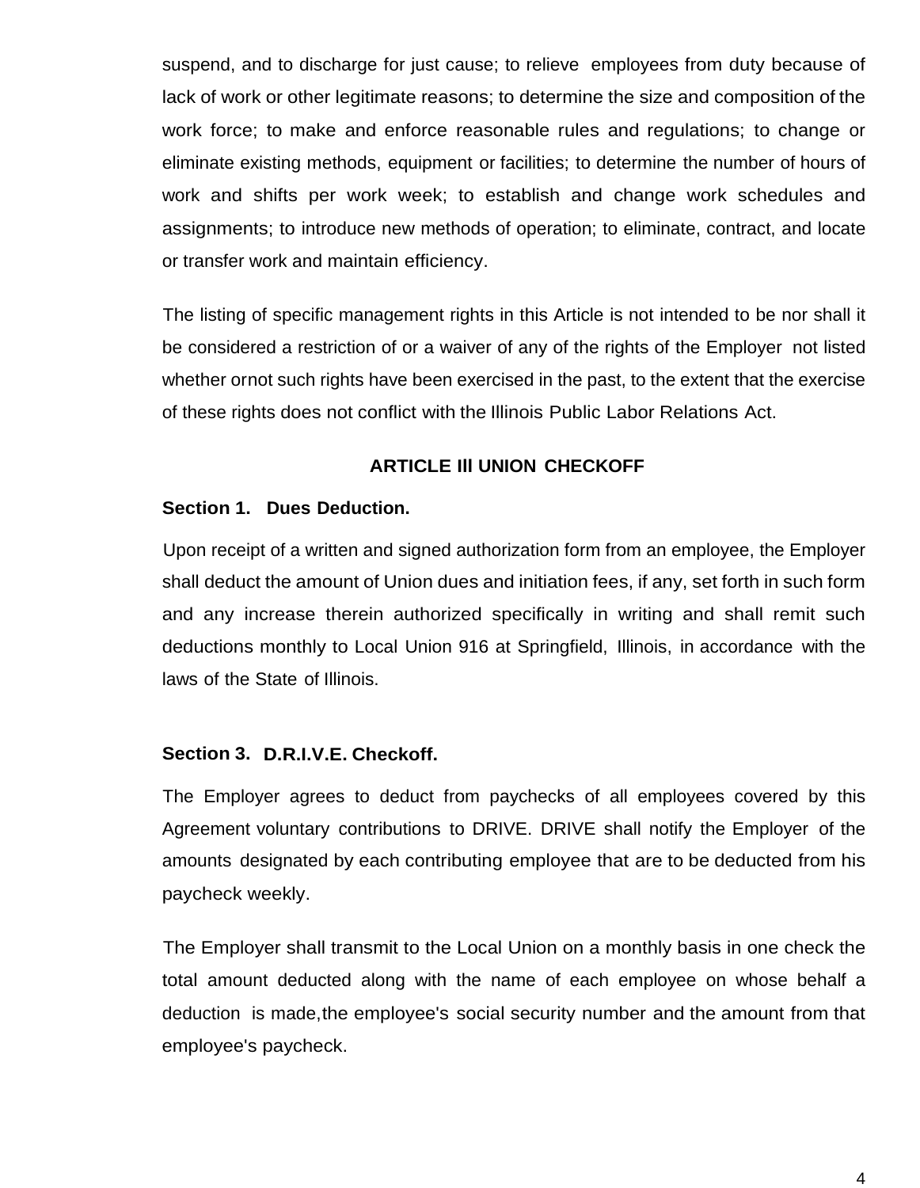suspend, and to discharge for just cause; to relieve employees from duty because of lack of work or other legitimate reasons; to determine the size and composition of the work force; to make and enforce reasonable rules and regulations; to change or eliminate existing methods, equipment or facilities; to determine the number of hours of work and shifts per work week; to establish and change work schedules and assignments; to introduce new methods of operation; to eliminate, contract, and locate or transfer work and maintain efficiency.

The listing of specific management rights in this Article is not intended to be nor shall it be considered a restriction of or a waiver of any of the rights of the Employer not listed whether ornot such rights have been exercised in the past, to the extent that the exercise of these rights does not conflict with the Illinois Public Labor Relations Act.

## ARTICLE Ill UNION CHECKOFF

**Section 1. Dues Deduction.**

Upon receipt of a written and signed authorization form from an employee, the Employer shall deduct the amount of Union dues and initiation fees, if any, set forth in such form and any increase therein authorized specifically in writing and shall remit such deductions monthly to Local Union 916 at Springfield, Illinois, in accordance with the laws of the State of Illinois.

**Section 3. D.R.I.V.E. Checkoff.**

The Employer agrees to deduct from paychecks of all employees covered by this Agreement voluntary contributions to DRIVE. DRIVE shall notify the Employer of the amounts designated by each contributing employee that are to be deducted from his paycheck weekly.

The Employer shall transmit to the Local Union on a monthly basis in one check the total amount deducted along with the name of each employee on whose behalf a deduction is made,the employee's social security number and the amount from that employee's paycheck.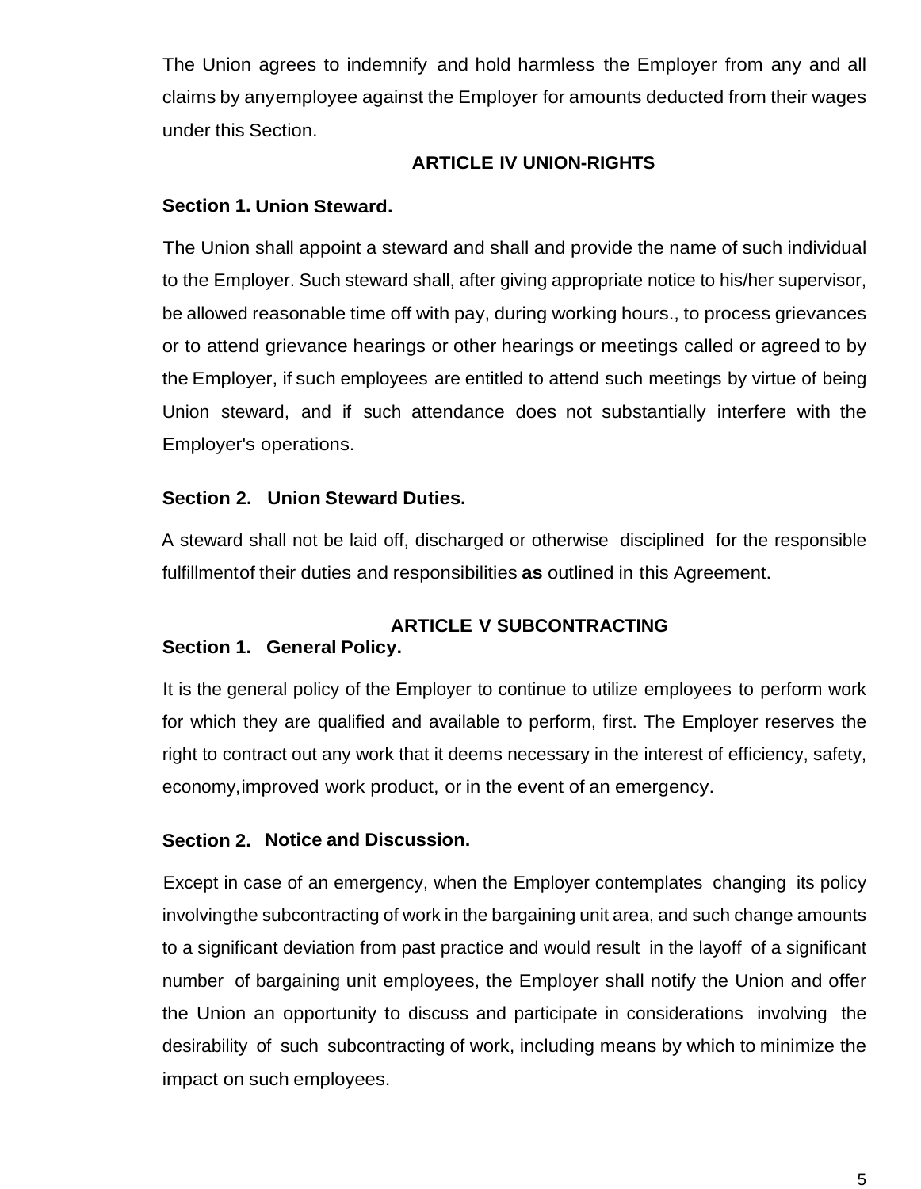The Union agrees to indemnify and hold harmless the Employer from any and all claims by anyemployee against the Employer for amounts deducted from their wages under this Section.

## ARTICLE IV UNION-RIGHTS

**Section 1. Union Steward.**

The Union shall appoint a steward and shall and provide the name of such individual to the Employer. Such steward shall, after giving appropriate notice to his/her supervisor, be allowed reasonable time off with pay, during working hours., to process grievances or to attend grievance hearings or other hearings or meetings called or agreed to by the Employer, if such employees are entitled to attend such meetings by virtue of being Union steward, and if such attendance does not substantially interfere with the Employer's operations.

**Section 2. Union Steward Duties.**

A steward shall not be laid off, discharged or otherwise disciplined for the responsible fulfillmentof their duties and responsibilities **as** outlined in this Agreement.

## ARTICLE V SUBCONTRACTING

**Section 1. General Policy.**

It is the general policy of the Employer to continue to utilize employees to perform work for which they are qualified and available to perform, first. The Employer reserves the right to contract out any work that it deems necessary in the interest of efficiency, safety, economy,improved work product, or in the event of an emergency.

**Section 2. Notice and Discussion.**

Except in case of an emergency, when the Employer contemplates changing its policy involvingthe subcontracting of work in the bargaining unit area, and such change amounts to a significant deviation from past practice and would result in the layoff of a significant number of bargaining unit employees, the Employer shall notify the Union and offer the Union an opportunity to discuss and participate in considerations involving the desirability of such subcontracting of work, including means by which to minimize the impact on such employees.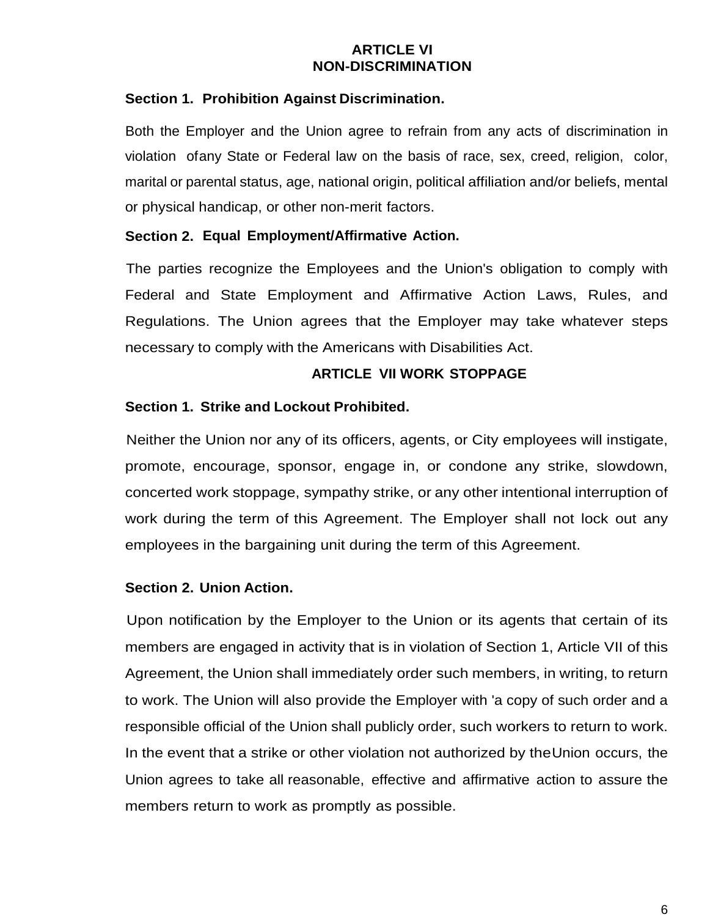## ARTICLE VI
## NON-DISCRIMINATION

**Section 1. Prohibition Against Discrimination.**

Both the Employer and the Union agree to refrain from any acts of discrimination in violation ofany State or Federal law on the basis of race, sex, creed, religion, color, marital or parental status, age, national origin, political affiliation and/or beliefs, mental or physical handicap, or other non-merit factors.

**Section 2. Equal Employment/Affirmative Action.**

The parties recognize the Employees and the Union's obligation to comply with Federal and State Employment and Affirmative Action Laws, Rules, and Regulations. The Union agrees that the Employer may take whatever steps necessary to comply with the Americans with Disabilities Act.

## ARTICLE VII WORK STOPPAGE

**Section 1. Strike and Lockout Prohibited.**

Neither the Union nor any of its officers, agents, or City employees will instigate, promote, encourage, sponsor, engage in, or condone any strike, slowdown, concerted work stoppage, sympathy strike, or any other intentional interruption of work during the term of this Agreement. The Employer shall not lock out any employees in the bargaining unit during the term of this Agreement.

**Section 2. Union Action.**

Upon notification by the Employer to the Union or its agents that certain of its members are engaged in activity that is in violation of Section 1, Article VII of this Agreement, the Union shall immediately order such members, in writing, to return to work. The Union will also provide the Employer with 'a copy of such order and a responsible official of the Union shall publicly order, such workers to return to work. In the event that a strike or other violation not authorized by theUnion occurs, the Union agrees to take all reasonable, effective and affirmative action to assure the members return to work as promptly as possible.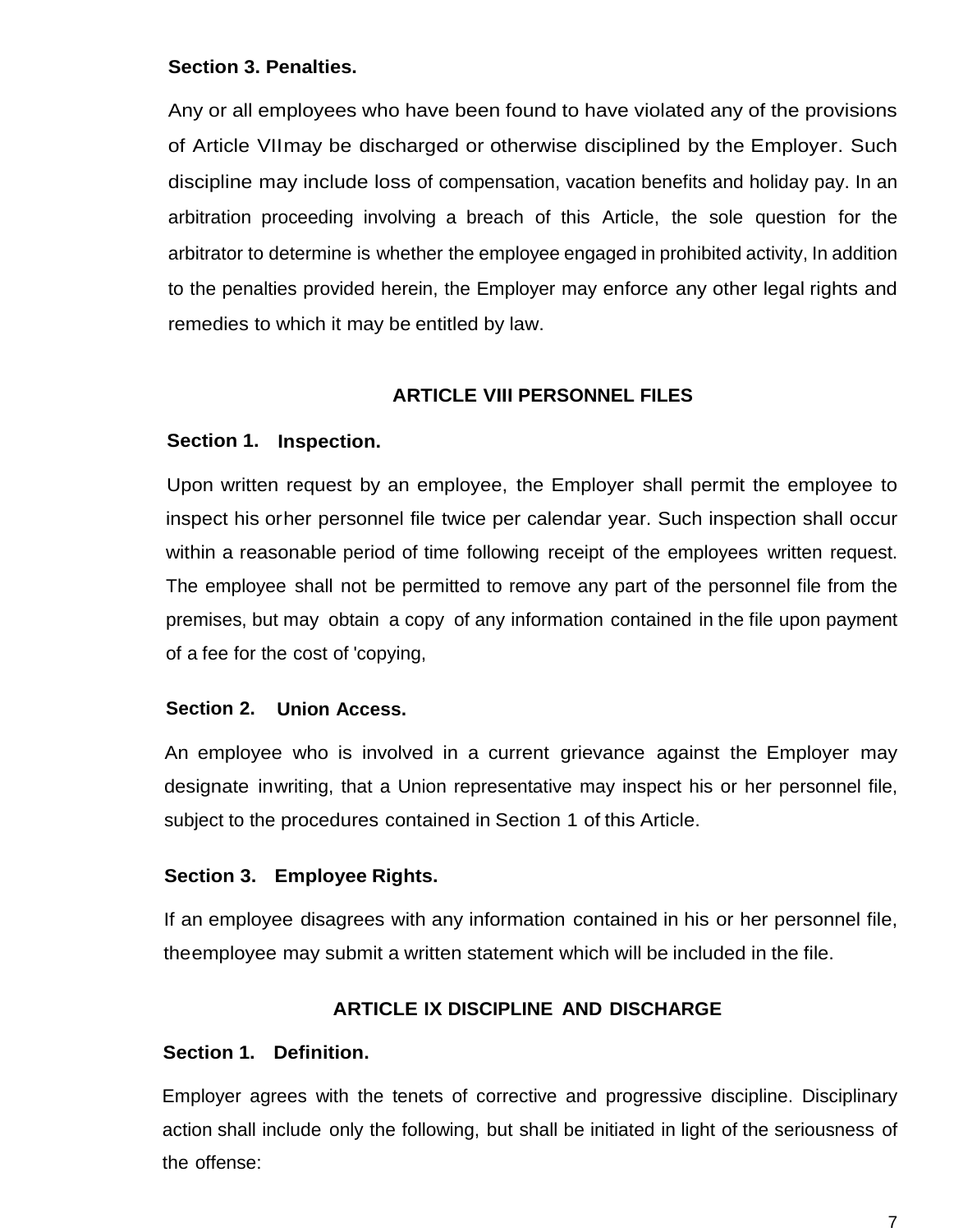**Section 3. Penalties.**

Any or all employees who have been found to have violated any of the provisions of Article VIImay be discharged or otherwise disciplined by the Employer. Such discipline may include loss of compensation, vacation benefits and holiday pay. In an arbitration proceeding involving a breach of this Article, the sole question for the arbitrator to determine is whether the employee engaged in prohibited activity, In addition to the penalties provided herein, the Employer may enforce any other legal rights and remedies to which it may be entitled by law.

## ARTICLE VIII PERSONNEL FILES

**Section 1. Inspection.**

Upon written request by an employee, the Employer shall permit the employee to inspect his orher personnel file twice per calendar year. Such inspection shall occur within a reasonable period of time following receipt of the employees written request. The employee shall not be permitted to remove any part of the personnel file from the premises, but may obtain a copy of any information contained in the file upon payment of a fee for the cost of 'copying,

**Section 2. Union Access.**

An employee who is involved in a current grievance against the Employer may designate inwriting, that a Union representative may inspect his or her personnel file, subject to the procedures contained in Section 1 of this Article.

**Section 3. Employee Rights.**

If an employee disagrees with any information contained in his or her personnel file, theemployee may submit a written statement which will be included in the file.

## ARTICLE IX DISCIPLINE AND DISCHARGE

**Section 1. Definition.**

Employer agrees with the tenets of corrective and progressive discipline. Disciplinary action shall include only the following, but shall be initiated in light of the seriousness of the offense: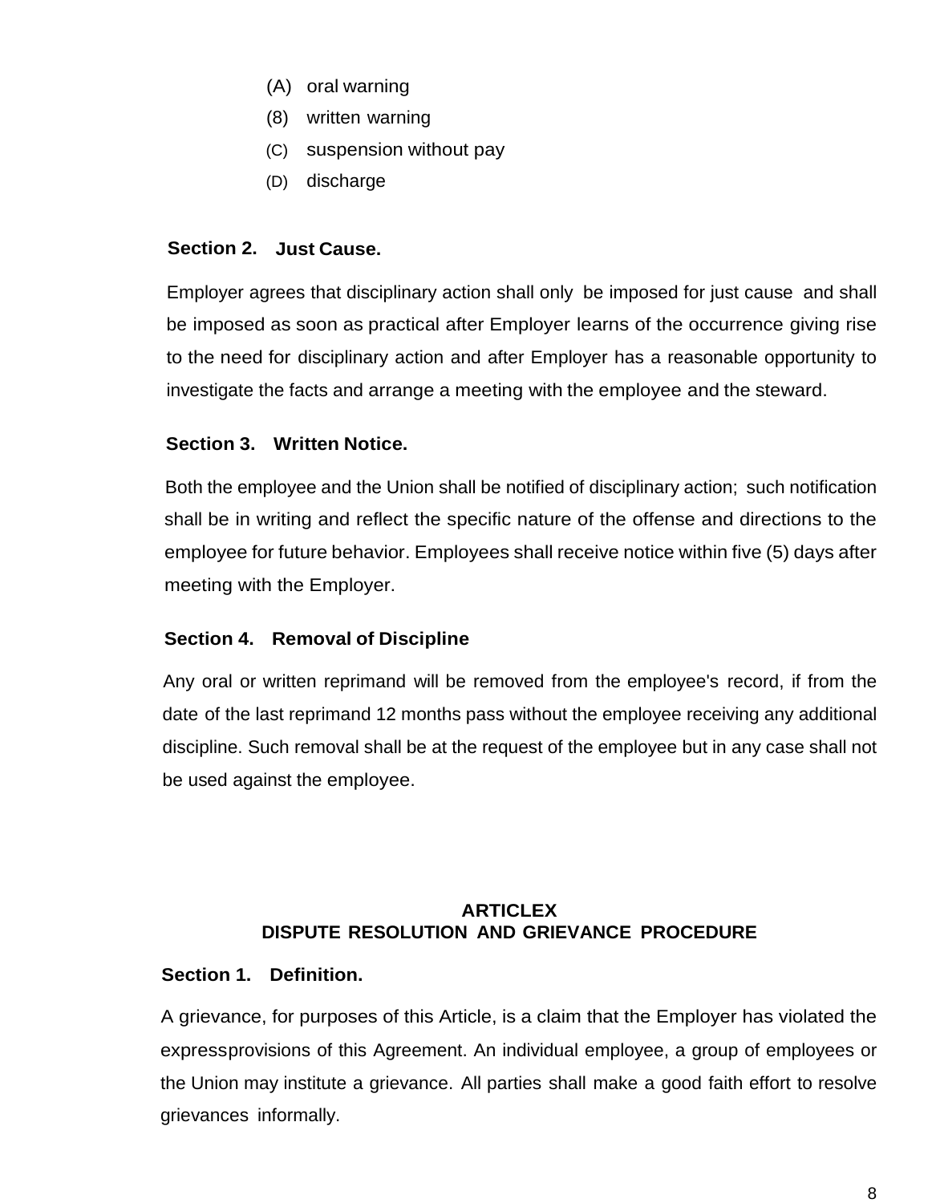(A) oral warning
(8) written warning
(C) suspension without pay
(D) discharge

**Section 2. Just Cause.**

Employer agrees that disciplinary action shall only be imposed for just cause and shall be imposed as soon as practical after Employer learns of the occurrence giving rise to the need for disciplinary action and after Employer has a reasonable opportunity to investigate the facts and arrange a meeting with the employee and the steward.

**Section 3. Written Notice.**

Both the employee and the Union shall be notified of disciplinary action; such notification shall be in writing and reflect the specific nature of the offense and directions to the employee for future behavior. Employees shall receive notice within five (5) days after meeting with the Employer.

**Section 4. Removal of Discipline**

Any oral or written reprimand will be removed from the employee's record, if from the date of the last reprimand 12 months pass without the employee receiving any additional discipline. Such removal shall be at the request of the employee but in any case shall not be used against the employee.

## ARTICLEX
## DISPUTE RESOLUTION AND GRIEVANCE PROCEDURE

**Section 1. Definition.**

A grievance, for purposes of this Article, is a claim that the Employer has violated the expressprovisions of this Agreement. An individual employee, a group of employees or the Union may institute a grievance. All parties shall make a good faith effort to resolve grievances informally.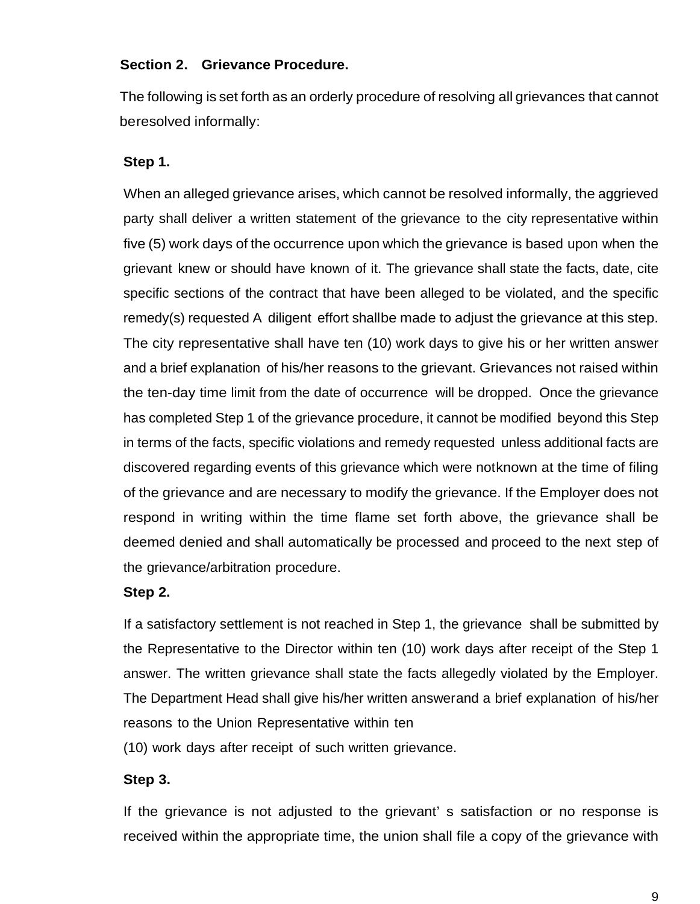**Section 2. Grievance Procedure.**

The following is set forth as an orderly procedure of resolving all grievances that cannot beresolved informally:

**Step 1.**

When an alleged grievance arises, which cannot be resolved informally, the aggrieved party shall deliver a written statement of the grievance to the city representative within five (5) work days of the occurrence upon which the grievance is based upon when the grievant knew or should have known of it. The grievance shall state the facts, date, cite specific sections of the contract that have been alleged to be violated, and the specific remedy(s) requested A diligent effort shallbe made to adjust the grievance at this step. The city representative shall have ten (10) work days to give his or her written answer and a brief explanation of his/her reasons to the grievant. Grievances not raised within the ten-day time limit from the date of occurrence will be dropped. Once the grievance has completed Step 1 of the grievance procedure, it cannot be modified beyond this Step in terms of the facts, specific violations and remedy requested unless additional facts are discovered regarding events of this grievance which were notknown at the time of filing of the grievance and are necessary to modify the grievance. If the Employer does not respond in writing within the time flame set forth above, the grievance shall be deemed denied and shall automatically be processed and proceed to the next step of the grievance/arbitration procedure.

**Step 2.**

If a satisfactory settlement is not reached in Step 1, the grievance shall be submitted by the Representative to the Director within ten (10) work days after receipt of the Step 1 answer. The written grievance shall state the facts allegedly violated by the Employer. The Department Head shall give his/her written answerand a brief explanation of his/her reasons to the Union Representative within ten (10) work days after receipt of such written grievance.

**Step 3.**

If the grievance is not adjusted to the grievant' s satisfaction or no response is received within the appropriate time, the union shall file a copy of the grievance with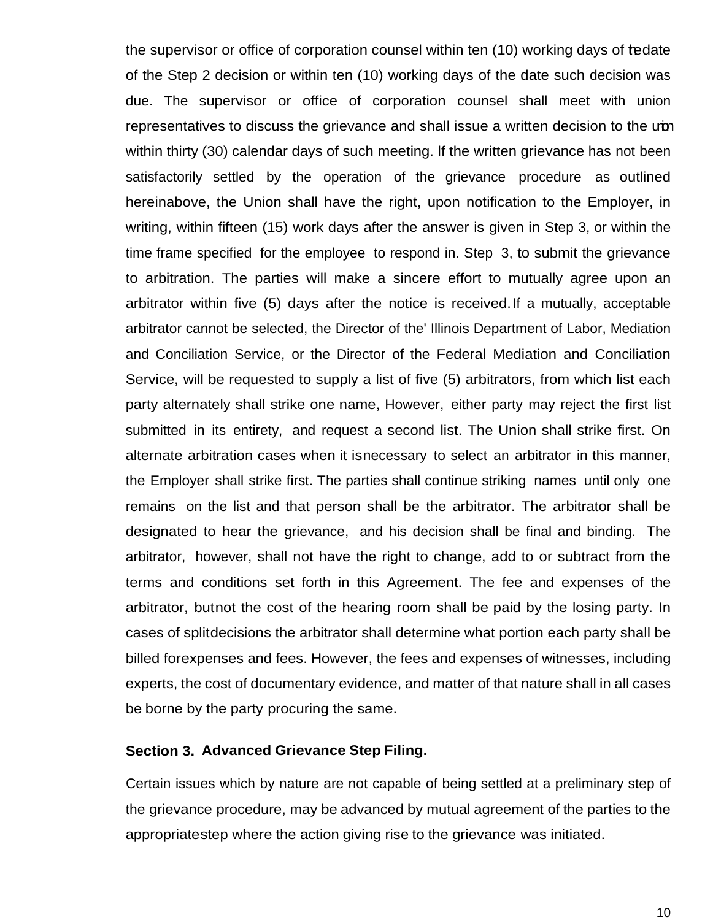the supervisor or office of corporation counsel within ten (10) working days of the date of the Step 2 decision or within ten (10) working days of the date such decision was due. The supervisor or office of corporation counsel—shall meet with union representatives to discuss the grievance and shall issue a written decision to the union within thirty (30) calendar days of such meeting. If the written grievance has not been satisfactorily settled by the operation of the grievance procedure as outlined hereinabove, the Union shall have the right, upon notification to the Employer, in writing, within fifteen (15) work days after the answer is given in Step 3, or within the time frame specified for the employee to respond in. Step 3, to submit the grievance to arbitration. The parties will make a sincere effort to mutually agree upon an arbitrator within five (5) days after the notice is received. If a mutually, acceptable arbitrator cannot be selected, the Director of the' Illinois Department of Labor, Mediation and Conciliation Service, or the Director of the Federal Mediation and Conciliation Service, will be requested to supply a list of five (5) arbitrators, from which list each party alternately shall strike one name, However, either party may reject the first list submitted in its entirety, and request a second list. The Union shall strike first. On alternate arbitration cases when it is necessary to select an arbitrator in this manner, the Employer shall strike first. The parties shall continue striking names until only one remains on the list and that person shall be the arbitrator. The arbitrator shall be designated to hear the grievance, and his decision shall be final and binding. The arbitrator, however, shall not have the right to change, add to or subtract from the terms and conditions set forth in this Agreement. The fee and expenses of the arbitrator, but not the cost of the hearing room shall be paid by the losing party. In cases of split decisions the arbitrator shall determine what portion each party shall be billed for expenses and fees. However, the fees and expenses of witnesses, including experts, the cost of documentary evidence, and matter of that nature shall in all cases be borne by the party procuring the same.

**Section 3. Advanced Grievance Step Filing.**

Certain issues which by nature are not capable of being settled at a preliminary step of the grievance procedure, may be advanced by mutual agreement of the parties to the appropriate step where the action giving rise to the grievance was initiated.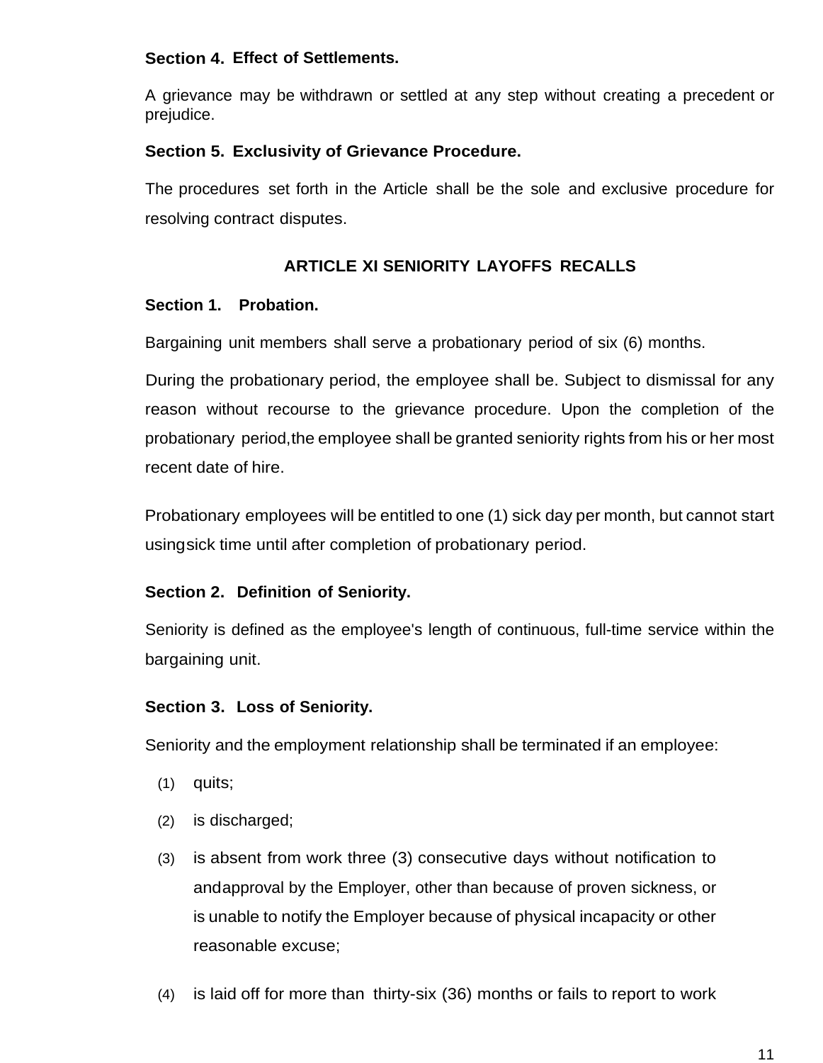**Section 4. Effect of Settlements.**

A grievance may be withdrawn or settled at any step without creating a precedent or prejudice.

**Section 5. Exclusivity of Grievance Procedure.**

The procedures set forth in the Article shall be the sole and exclusive procedure for resolving contract disputes.

## ARTICLE XI SENIORITY LAYOFFS RECALLS

**Section 1. Probation.**

Bargaining unit members shall serve a probationary period of six (6) months.

During the probationary period, the employee shall be. Subject to dismissal for any reason without recourse to the grievance procedure. Upon the completion of the probationary period,the employee shall be granted seniority rights from his or her most recent date of hire.

Probationary employees will be entitled to one (1) sick day per month, but cannot start usingsick time until after completion of probationary period.

**Section 2. Definition of Seniority.**

Seniority is defined as the employee's length of continuous, full-time service within the bargaining unit.

**Section 3. Loss of Seniority.**

Seniority and the employment relationship shall be terminated if an employee:

(1) quits;

(2) is discharged;

(3) is absent from work three (3) consecutive days without notification to andapproval by the Employer, other than because of proven sickness, or is unable to notify the Employer because of physical incapacity or other reasonable excuse;

(4) is laid off for more than thirty-six (36) months or fails to report to work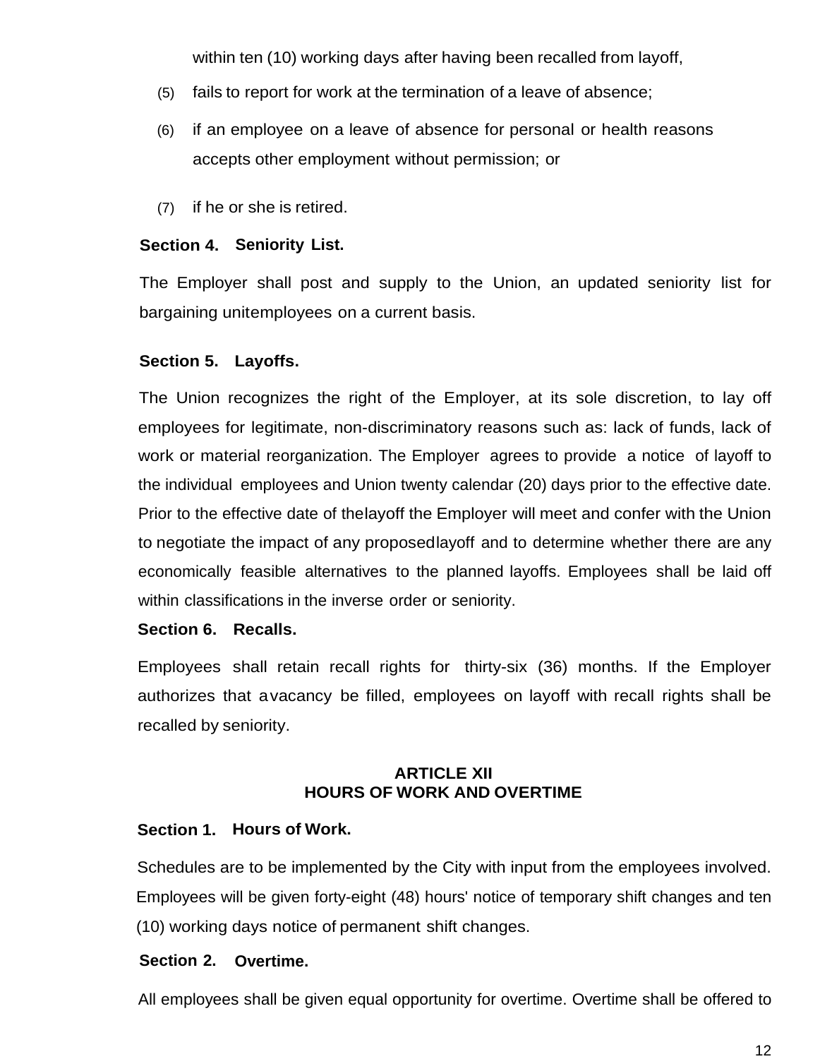within ten (10) working days after having been recalled from layoff,

(5) fails to report for work at the termination of a leave of absence;

(6) if an employee on a leave of absence for personal or health reasons accepts other employment without permission; or

(7) if he or she is retired.

**Section 4. Seniority List.**

The Employer shall post and supply to the Union, an updated seniority list for bargaining unitemployees on a current basis.

**Section 5. Layoffs.**

The Union recognizes the right of the Employer, at its sole discretion, to lay off employees for legitimate, non-discriminatory reasons such as: lack of funds, lack of work or material reorganization. The Employer agrees to provide a notice of layoff to the individual employees and Union twenty calendar (20) days prior to the effective date. Prior to the effective date of thelayoff the Employer will meet and confer with the Union to negotiate the impact of any proposedlayoff and to determine whether there are any economically feasible alternatives to the planned layoffs. Employees shall be laid off within classifications in the inverse order or seniority.

**Section 6. Recalls.**

Employees shall retain recall rights for thirty-six (36) months. If the Employer authorizes that avacancy be filled, employees on layoff with recall rights shall be recalled by seniority.

## ARTICLE XII
## HOURS OF WORK AND OVERTIME

**Section 1. Hours of Work.**

Schedules are to be implemented by the City with input from the employees involved. Employees will be given forty-eight (48) hours' notice of temporary shift changes and ten (10) working days notice of permanent shift changes.

**Section 2. Overtime.**

All employees shall be given equal opportunity for overtime. Overtime shall be offered to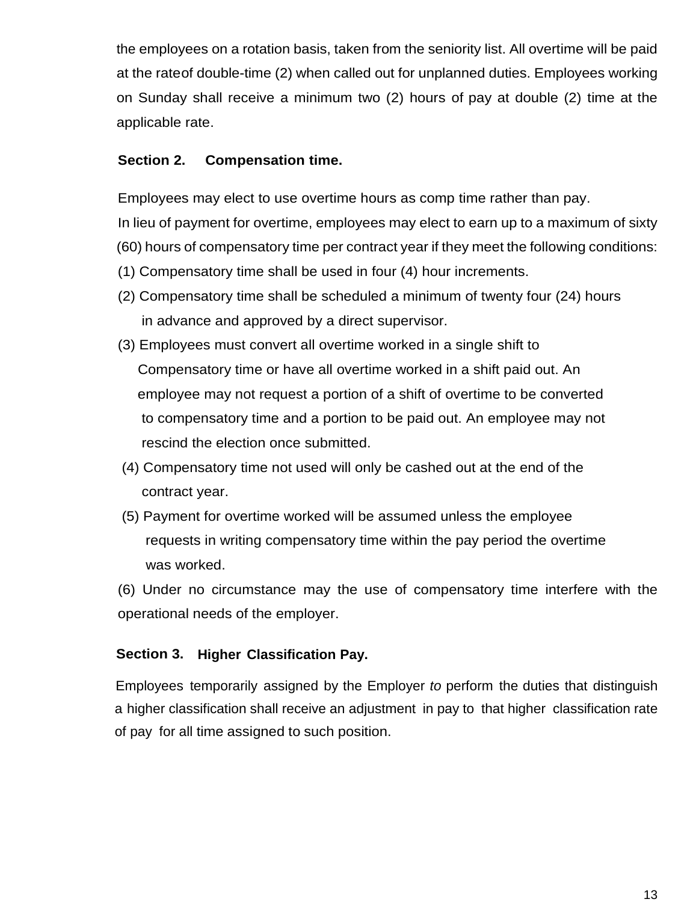the employees on a rotation basis, taken from the seniority list. All overtime will be paid at the rateof double-time (2) when called out for unplanned duties. Employees working on Sunday shall receive a minimum two (2) hours of pay at double (2) time at the applicable rate.

**Section 2. Compensation time.**

Employees may elect to use overtime hours as comp time rather than pay.
In lieu of payment for overtime, employees may elect to earn up to a maximum of sixty (60) hours of compensatory time per contract year if they meet the following conditions:

(1) Compensatory time shall be used in four (4) hour increments.

(2) Compensatory time shall be scheduled a minimum of twenty four (24) hours in advance and approved by a direct supervisor.

(3) Employees must convert all overtime worked in a single shift to Compensatory time or have all overtime worked in a shift paid out. An employee may not request a portion of a shift of overtime to be converted to compensatory time and a portion to be paid out. An employee may not rescind the election once submitted.

(4) Compensatory time not used will only be cashed out at the end of the contract year.

(5) Payment for overtime worked will be assumed unless the employee requests in writing compensatory time within the pay period the overtime was worked.

(6) Under no circumstance may the use of compensatory time interfere with the operational needs of the employer.

**Section 3. Higher Classification Pay.**

Employees temporarily assigned by the Employer *to* perform the duties that distinguish a higher classification shall receive an adjustment in pay to that higher classification rate of pay for all time assigned to such position.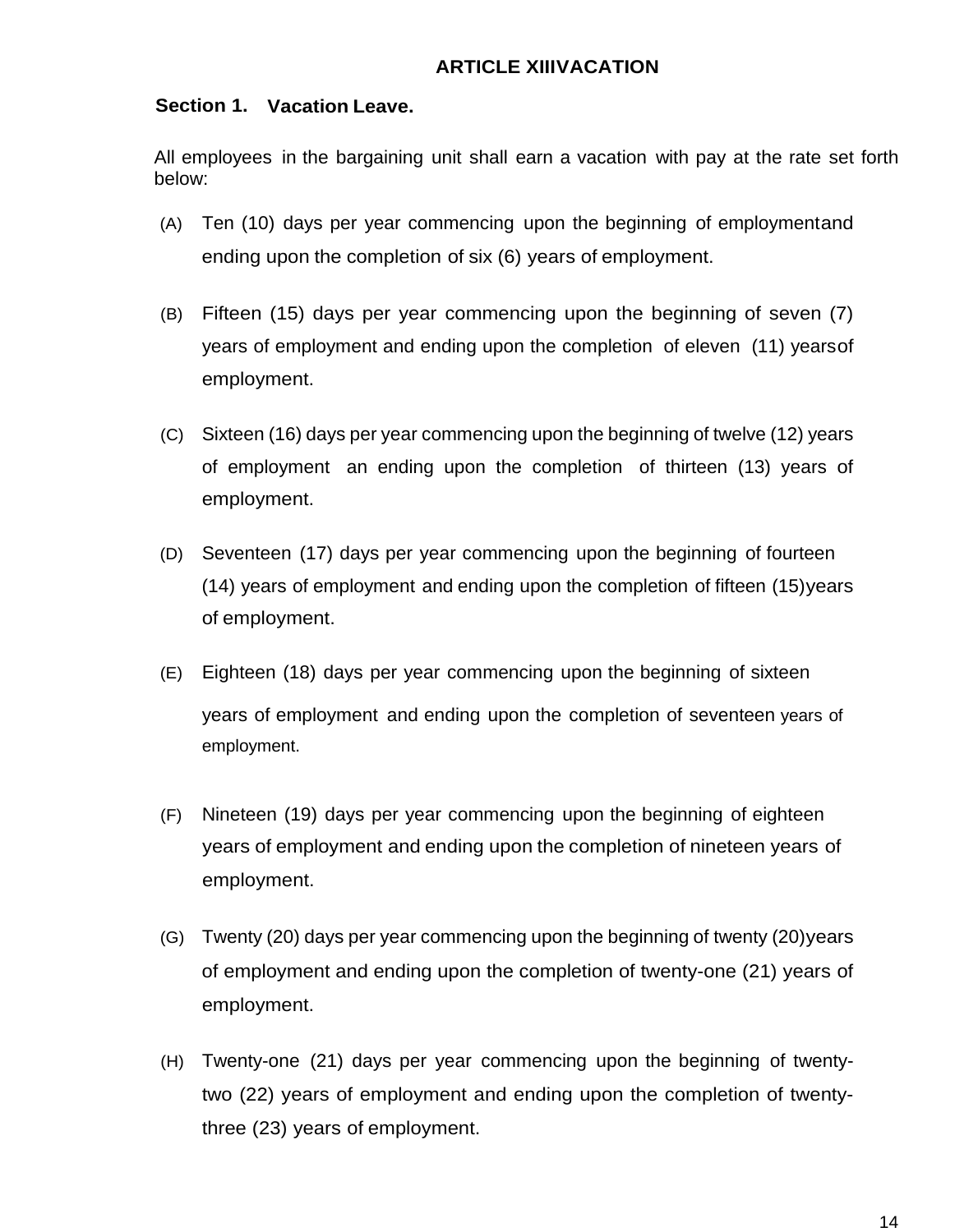## ARTICLE XIIIVACATION

### Section 1. Vacation Leave.

All employees in the bargaining unit shall earn a vacation with pay at the rate set forth below:

(A) Ten (10) days per year commencing upon the beginning of employmentand ending upon the completion of six (6) years of employment.

(B) Fifteen (15) days per year commencing upon the beginning of seven (7) years of employment and ending upon the completion of eleven (11) yearsof employment.

(C) Sixteen (16) days per year commencing upon the beginning of twelve (12) years of employment an ending upon the completion of thirteen (13) years of employment.

(D) Seventeen (17) days per year commencing upon the beginning of fourteen (14) years of employment and ending upon the completion of fifteen (15)years of employment.

(E) Eighteen (18) days per year commencing upon the beginning of sixteen years of employment and ending upon the completion of seventeen years of employment.

(F) Nineteen (19) days per year commencing upon the beginning of eighteen years of employment and ending upon the completion of nineteen years of employment.

(G) Twenty (20) days per year commencing upon the beginning of twenty (20)years of employment and ending upon the completion of twenty-one (21) years of employment.

(H) Twenty-one (21) days per year commencing upon the beginning of twenty-two (22) years of employment and ending upon the completion of twenty-three (23) years of employment.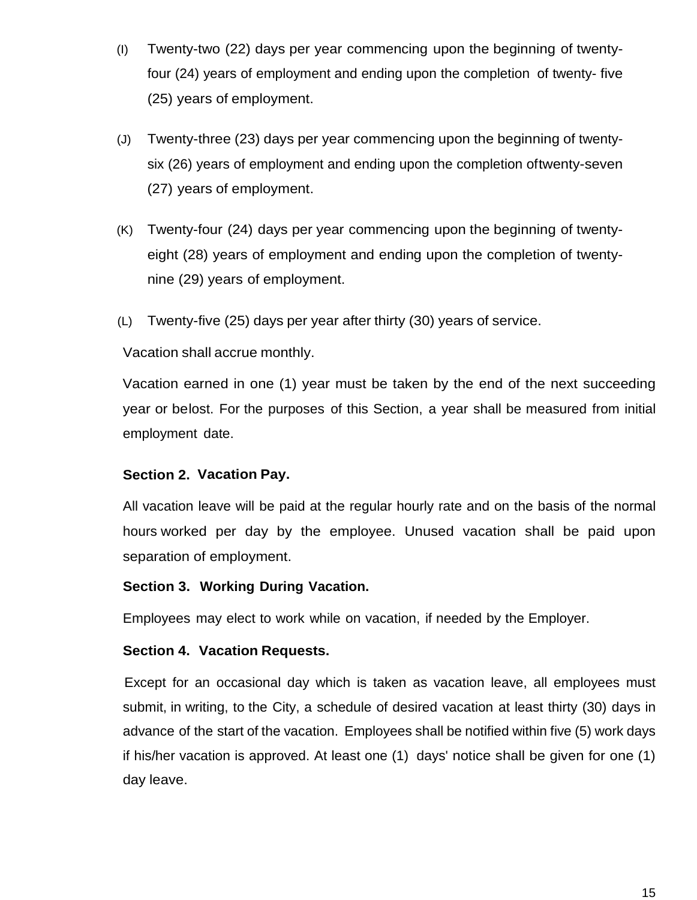(I) Twenty-two (22) days per year commencing upon the beginning of twenty-four (24) years of employment and ending upon the completion of twenty- five (25) years of employment.

(J) Twenty-three (23) days per year commencing upon the beginning of twenty-six (26) years of employment and ending upon the completion oftwenty-seven (27) years of employment.

(K) Twenty-four (24) days per year commencing upon the beginning of twenty-eight (28) years of employment and ending upon the completion of twenty-nine (29) years of employment.

(L) Twenty-five (25) days per year after thirty (30) years of service.

Vacation shall accrue monthly.

Vacation earned in one (1) year must be taken by the end of the next succeeding year or belost. For the purposes of this Section, a year shall be measured from initial employment date.

**Section 2. Vacation Pay.**

All vacation leave will be paid at the regular hourly rate and on the basis of the normal hours worked per day by the employee. Unused vacation shall be paid upon separation of employment.

**Section 3. Working During Vacation.**

Employees may elect to work while on vacation, if needed by the Employer.

**Section 4. Vacation Requests.**

Except for an occasional day which is taken as vacation leave, all employees must submit, in writing, to the City, a schedule of desired vacation at least thirty (30) days in advance of the start of the vacation. Employees shall be notified within five (5) work days if his/her vacation is approved. At least one (1) days' notice shall be given for one (1) day leave.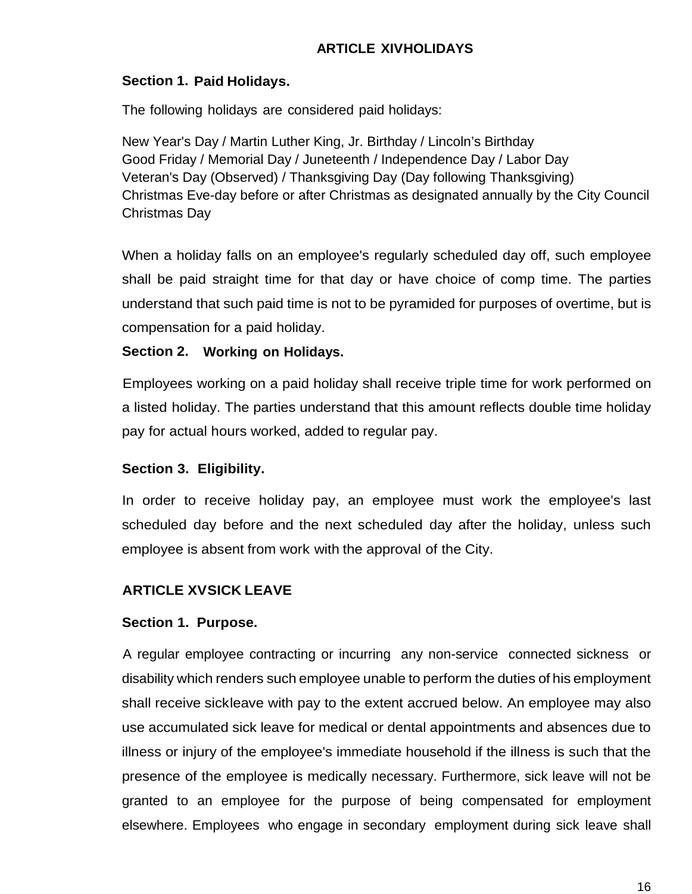## ARTICLE XIV HOLIDAYS

### Section 1. Paid Holidays.

The following holidays are considered paid holidays:

New Year's Day / Martin Luther King, Jr. Birthday / Lincoln's Birthday
Good Friday / Memorial Day / Juneteenth / Independence Day / Labor Day
Veteran's Day (Observed) / Thanksgiving Day (Day following Thanksgiving)
Christmas Eve-day before or after Christmas as designated annually by the City Council
Christmas Day

When a holiday falls on an employee's regularly scheduled day off, such employee shall be paid straight time for that day or have choice of comp time. The parties understand that such paid time is not to be pyramided for purposes of overtime, but is compensation for a paid holiday.

### Section 2. Working on Holidays.

Employees working on a paid holiday shall receive triple time for work performed on a listed holiday. The parties understand that this amount reflects double time holiday pay for actual hours worked, added to regular pay.

### Section 3. Eligibility.

In order to receive holiday pay, an employee must work the employee's last scheduled day before and the next scheduled day after the holiday, unless such employee is absent from work with the approval of the City.

## ARTICLE XV SICK LEAVE

### Section 1. Purpose.

A regular employee contracting or incurring any non-service connected sickness or disability which renders such employee unable to perform the duties of his employment shall receive sick leave with pay to the extent accrued below. An employee may also use accumulated sick leave for medical or dental appointments and absences due to illness or injury of the employee's immediate household if the illness is such that the presence of the employee is medically necessary. Furthermore, sick leave will not be granted to an employee for the purpose of being compensated for employment elsewhere. Employees who engage in secondary employment during sick leave shall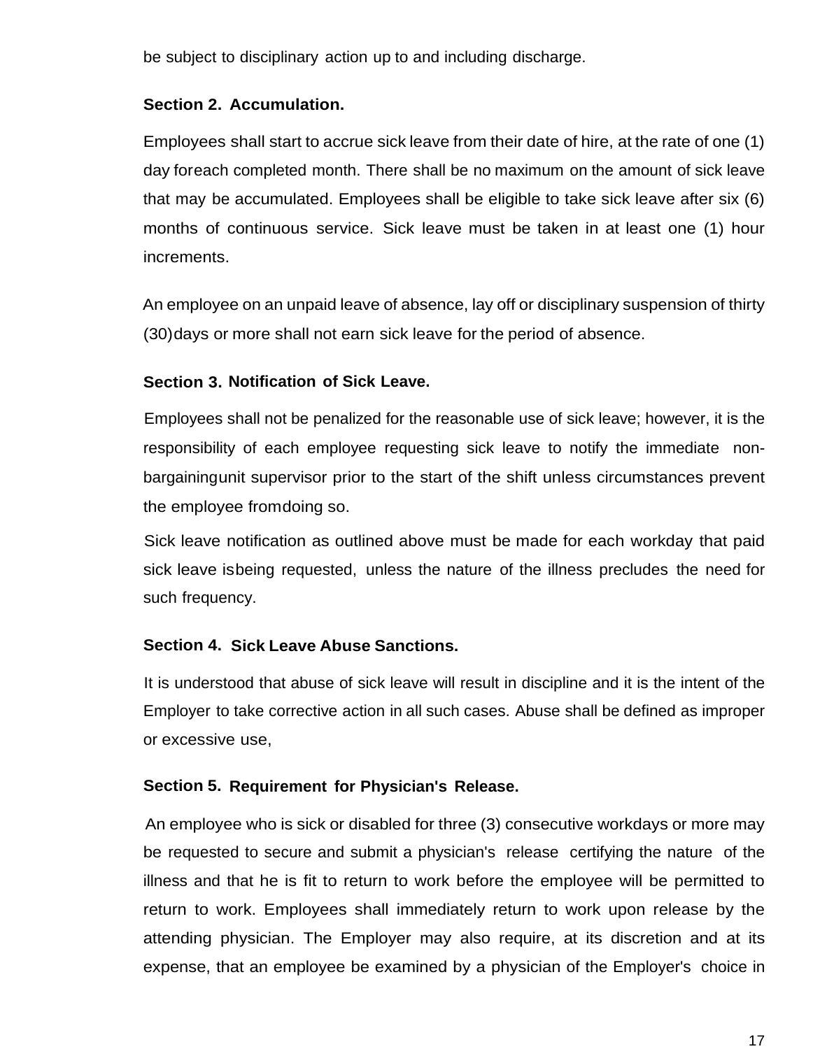be subject to disciplinary action up to and including discharge.

**Section 2. Accumulation.**

Employees shall start to accrue sick leave from their date of hire, at the rate of one (1) day foreach completed month. There shall be no maximum on the amount of sick leave that may be accumulated. Employees shall be eligible to take sick leave after six (6) months of continuous service. Sick leave must be taken in at least one (1) hour increments.

An employee on an unpaid leave of absence, lay off or disciplinary suspension of thirty (30)days or more shall not earn sick leave for the period of absence.

**Section 3. Notification of Sick Leave.**

Employees shall not be penalized for the reasonable use of sick leave; however, it is the responsibility of each employee requesting sick leave to notify the immediate non-bargainingunit supervisor prior to the start of the shift unless circumstances prevent the employee fromdoing so.

Sick leave notification as outlined above must be made for each workday that paid sick leave isbeing requested, unless the nature of the illness precludes the need for such frequency.

**Section 4. Sick Leave Abuse Sanctions.**

It is understood that abuse of sick leave will result in discipline and it is the intent of the Employer to take corrective action in all such cases. Abuse shall be defined as improper or excessive use,

**Section 5. Requirement for Physician's Release.**

An employee who is sick or disabled for three (3) consecutive workdays or more may be requested to secure and submit a physician's release certifying the nature of the illness and that he is fit to return to work before the employee will be permitted to return to work. Employees shall immediately return to work upon release by the attending physician. The Employer may also require, at its discretion and at its expense, that an employee be examined by a physician of the Employer's choice in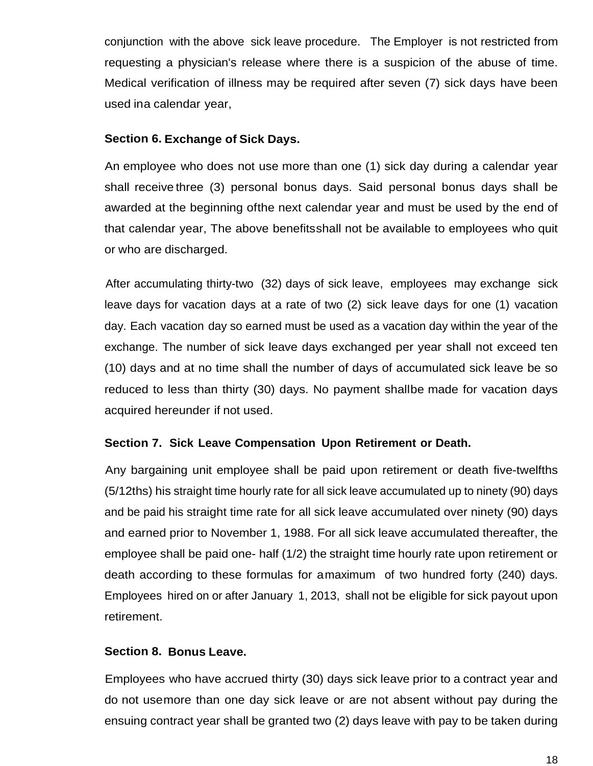conjunction with the above sick leave procedure. The Employer is not restricted from requesting a physician's release where there is a suspicion of the abuse of time. Medical verification of illness may be required after seven (7) sick days have been used ina calendar year,

**Section 6. Exchange of Sick Days.**

An employee who does not use more than one (1) sick day during a calendar year shall receive three (3) personal bonus days. Said personal bonus days shall be awarded at the beginning ofthe next calendar year and must be used by the end of that calendar year, The above benefitsshall not be available to employees who quit or who are discharged.

After accumulating thirty-two (32) days of sick leave, employees may exchange sick leave days for vacation days at a rate of two (2) sick leave days for one (1) vacation day. Each vacation day so earned must be used as a vacation day within the year of the exchange. The number of sick leave days exchanged per year shall not exceed ten (10) days and at no time shall the number of days of accumulated sick leave be so reduced to less than thirty (30) days. No payment shallbe made for vacation days acquired hereunder if not used.

**Section 7. Sick Leave Compensation Upon Retirement or Death.**

Any bargaining unit employee shall be paid upon retirement or death five-twelfths (5/12ths) his straight time hourly rate for all sick leave accumulated up to ninety (90) days and be paid his straight time rate for all sick leave accumulated over ninety (90) days and earned prior to November 1, 1988. For all sick leave accumulated thereafter, the employee shall be paid one- half (1/2) the straight time hourly rate upon retirement or death according to these formulas for amaximum of two hundred forty (240) days. Employees hired on or after January 1, 2013, shall not be eligible for sick payout upon retirement.

**Section 8. Bonus Leave.**

Employees who have accrued thirty (30) days sick leave prior to a contract year and do not usemore than one day sick leave or are not absent without pay during the ensuing contract year shall be granted two (2) days leave with pay to be taken during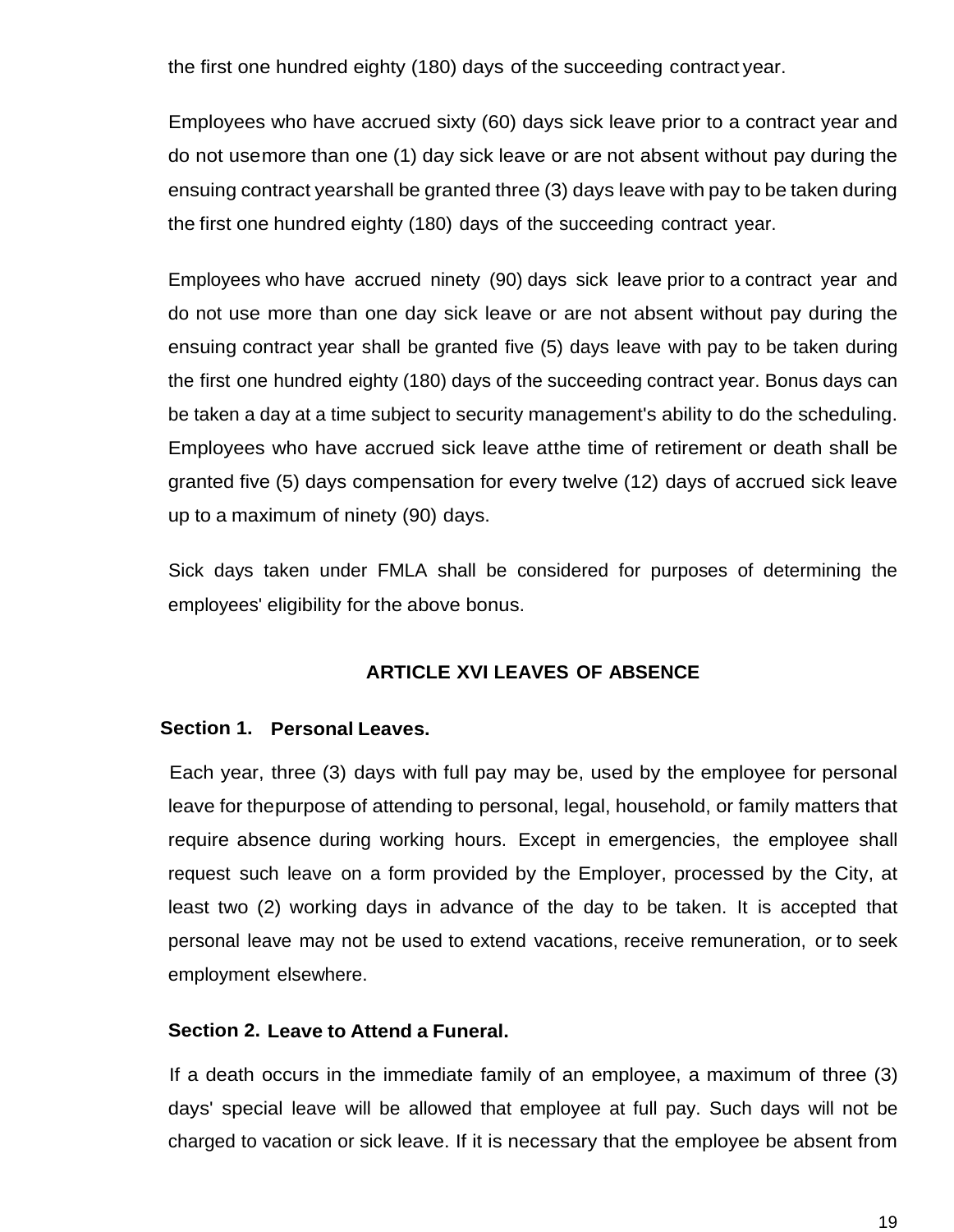the first one hundred eighty (180) days of the succeeding contract year.

Employees who have accrued sixty (60) days sick leave prior to a contract year and do not use more than one (1) day sick leave or are not absent without pay during the ensuing contract year shall be granted three (3) days leave with pay to be taken during the first one hundred eighty (180) days of the succeeding contract year.

Employees who have accrued ninety (90) days sick leave prior to a contract year and do not use more than one day sick leave or are not absent without pay during the ensuing contract year shall be granted five (5) days leave with pay to be taken during the first one hundred eighty (180) days of the succeeding contract year. Bonus days can be taken a day at a time subject to security management's ability to do the scheduling. Employees who have accrued sick leave at the time of retirement or death shall be granted five (5) days compensation for every twelve (12) days of accrued sick leave up to a maximum of ninety (90) days.

Sick days taken under FMLA shall be considered for purposes of determining the employees' eligibility for the above bonus.

## ARTICLE XVI LEAVES OF ABSENCE

### Section 1. Personal Leaves.

Each year, three (3) days with full pay may be, used by the employee for personal leave for the purpose of attending to personal, legal, household, or family matters that require absence during working hours. Except in emergencies, the employee shall request such leave on a form provided by the Employer, processed by the City, at least two (2) working days in advance of the day to be taken. It is accepted that personal leave may not be used to extend vacations, receive remuneration, or to seek employment elsewhere.

### Section 2. Leave to Attend a Funeral.

If a death occurs in the immediate family of an employee, a maximum of three (3) days' special leave will be allowed that employee at full pay. Such days will not be charged to vacation or sick leave. If it is necessary that the employee be absent from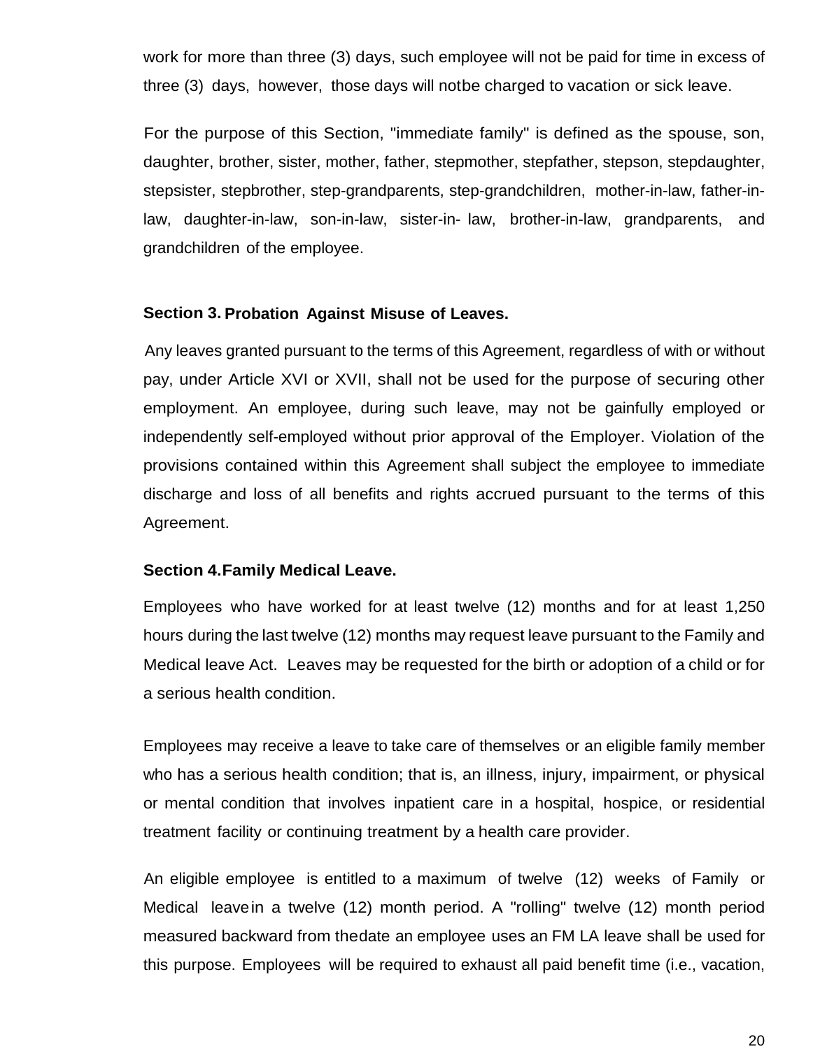work for more than three (3) days, such employee will not be paid for time in excess of three (3) days, however, those days will notbe charged to vacation or sick leave.

For the purpose of this Section, "immediate family" is defined as the spouse, son, daughter, brother, sister, mother, father, stepmother, stepfather, stepson, stepdaughter, stepsister, stepbrother, step-grandparents, step-grandchildren, mother-in-law, father-in-law, daughter-in-law, son-in-law, sister-in- law, brother-in-law, grandparents, and grandchildren of the employee.

**Section 3. Probation Against Misuse of Leaves.**

Any leaves granted pursuant to the terms of this Agreement, regardless of with or without pay, under Article XVI or XVII, shall not be used for the purpose of securing other employment. An employee, during such leave, may not be gainfully employed or independently self-employed without prior approval of the Employer. Violation of the provisions contained within this Agreement shall subject the employee to immediate discharge and loss of all benefits and rights accrued pursuant to the terms of this Agreement.

**Section 4.Family Medical Leave.**

Employees who have worked for at least twelve (12) months and for at least 1,250 hours during the last twelve (12) months may request leave pursuant to the Family and Medical leave Act. Leaves may be requested for the birth or adoption of a child or for a serious health condition.

Employees may receive a leave to take care of themselves or an eligible family member who has a serious health condition; that is, an illness, injury, impairment, or physical or mental condition that involves inpatient care in a hospital, hospice, or residential treatment facility or continuing treatment by a health care provider.

An eligible employee is entitled to a maximum of twelve (12) weeks of Family or Medical leavein a twelve (12) month period. A "rolling" twelve (12) month period measured backward from thedate an employee uses an FM LA leave shall be used for this purpose. Employees will be required to exhaust all paid benefit time (i.e., vacation,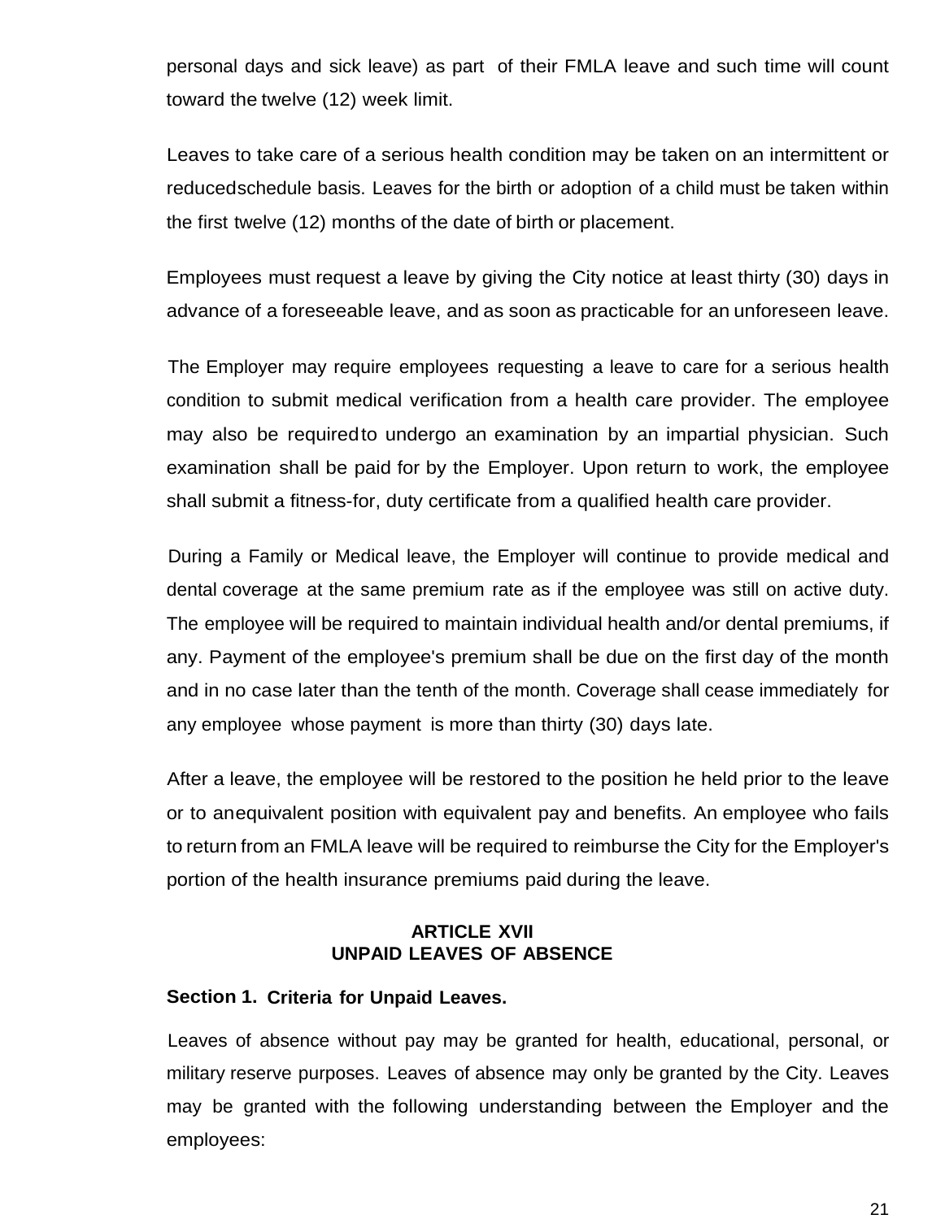personal days and sick leave) as part of their FMLA leave and such time will count toward the twelve (12) week limit.

Leaves to take care of a serious health condition may be taken on an intermittent or reducedschedule basis. Leaves for the birth or adoption of a child must be taken within the first twelve (12) months of the date of birth or placement.

Employees must request a leave by giving the City notice at least thirty (30) days in advance of a foreseeable leave, and as soon as practicable for an unforeseen leave.

The Employer may require employees requesting a leave to care for a serious health condition to submit medical verification from a health care provider. The employee may also be requiredto undergo an examination by an impartial physician. Such examination shall be paid for by the Employer. Upon return to work, the employee shall submit a fitness-for, duty certificate from a qualified health care provider.

During a Family or Medical leave, the Employer will continue to provide medical and dental coverage at the same premium rate as if the employee was still on active duty. The employee will be required to maintain individual health and/or dental premiums, if any. Payment of the employee's premium shall be due on the first day of the month and in no case later than the tenth of the month. Coverage shall cease immediately for any employee whose payment is more than thirty (30) days late.

After a leave, the employee will be restored to the position he held prior to the leave or to anequivalent position with equivalent pay and benefits. An employee who fails to return from an FMLA leave will be required to reimburse the City for the Employer's portion of the health insurance premiums paid during the leave.

## ARTICLE XVII
## UNPAID LEAVES OF ABSENCE

**Section 1. Criteria for Unpaid Leaves.**

Leaves of absence without pay may be granted for health, educational, personal, or military reserve purposes. Leaves of absence may only be granted by the City. Leaves may be granted with the following understanding between the Employer and the employees: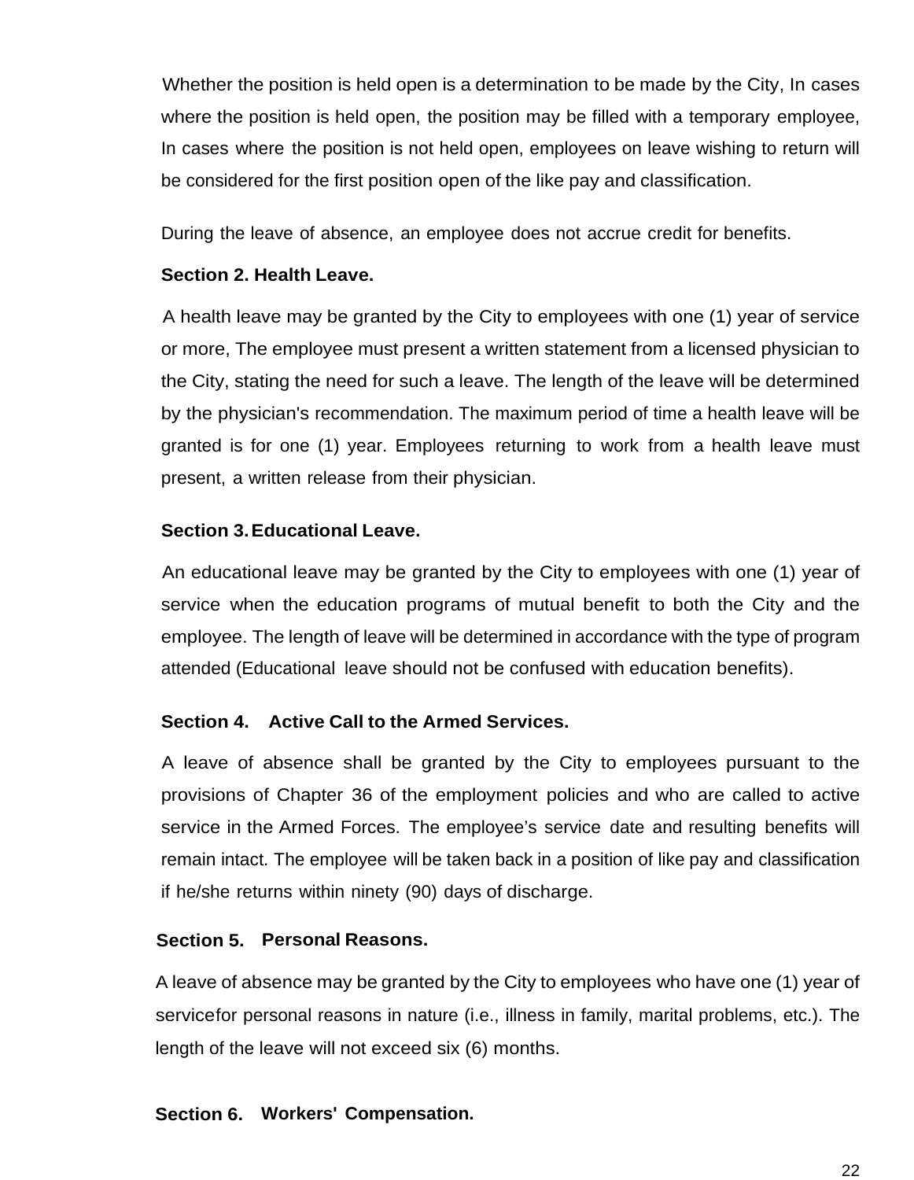Whether the position is held open is a determination to be made by the City, In cases where the position is held open, the position may be filled with a temporary employee, In cases where the position is not held open, employees on leave wishing to return will be considered for the first position open of the like pay and classification.

During the leave of absence, an employee does not accrue credit for benefits.

**Section 2. Health Leave.**

A health leave may be granted by the City to employees with one (1) year of service or more, The employee must present a written statement from a licensed physician to the City, stating the need for such a leave. The length of the leave will be determined by the physician's recommendation. The maximum period of time a health leave will be granted is for one (1) year. Employees returning to work from a health leave must present, a written release from their physician.

**Section 3. Educational Leave.**

An educational leave may be granted by the City to employees with one (1) year of service when the education programs of mutual benefit to both the City and the employee. The length of leave will be determined in accordance with the type of program attended (Educational leave should not be confused with education benefits).

**Section 4. Active Call to the Armed Services.**

A leave of absence shall be granted by the City to employees pursuant to the provisions of Chapter 36 of the employment policies and who are called to active service in the Armed Forces. The employee's service date and resulting benefits will remain intact. The employee will be taken back in a position of like pay and classification if he/she returns within ninety (90) days of discharge.

**Section 5. Personal Reasons.**

A leave of absence may be granted by the City to employees who have one (1) year of servicefor personal reasons in nature (i.e., illness in family, marital problems, etc.). The length of the leave will not exceed six (6) months.

**Section 6. Workers' Compensation.**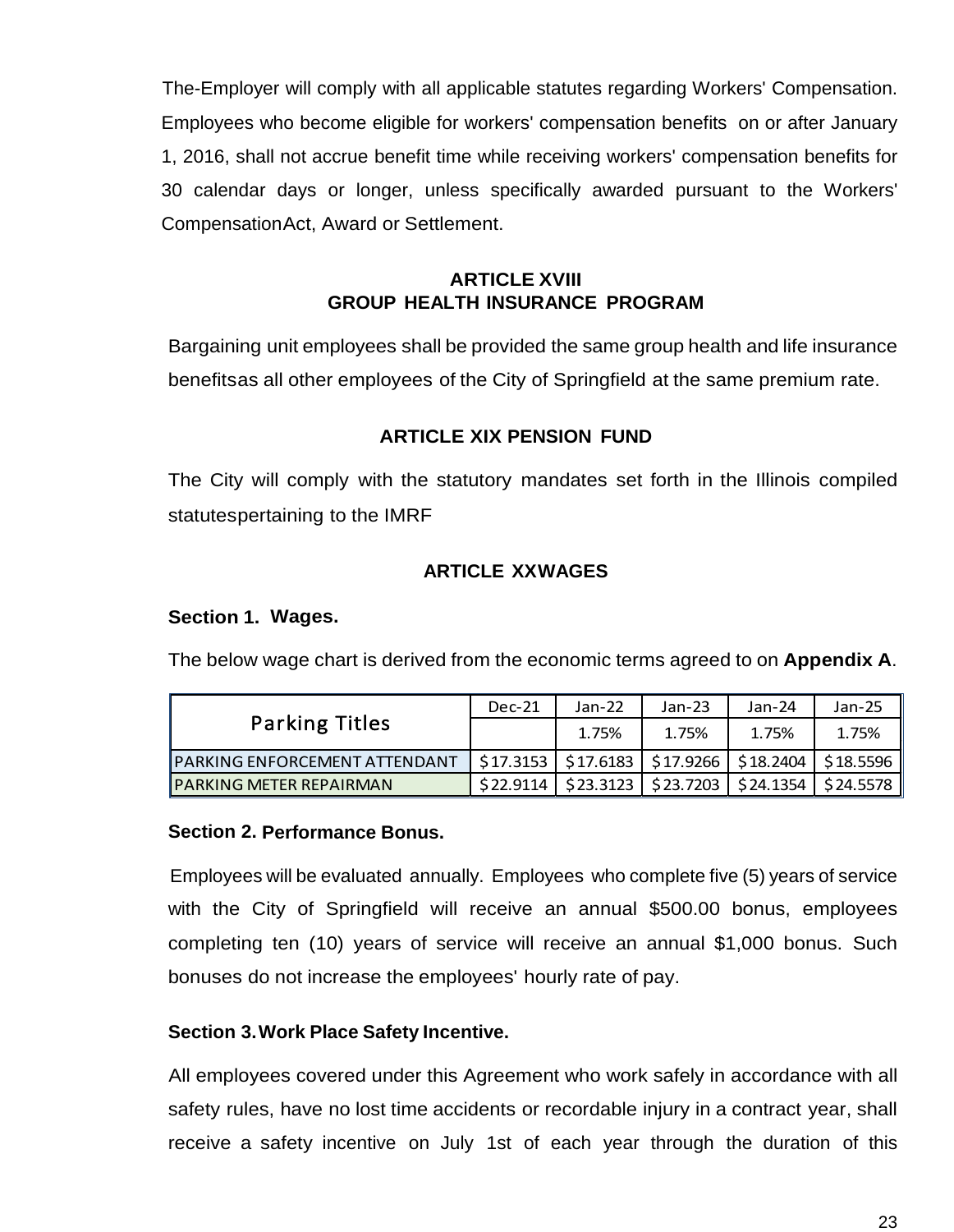The-Employer will comply with all applicable statutes regarding Workers' Compensation. Employees who become eligible for workers' compensation benefits on or after January 1, 2016, shall not accrue benefit time while receiving workers' compensation benefits for 30 calendar days or longer, unless specifically awarded pursuant to the Workers' CompensationAct, Award or Settlement.

## ARTICLE XVIII
## GROUP HEALTH INSURANCE PROGRAM

Bargaining unit employees shall be provided the same group health and life insurance benefitsas all other employees of the City of Springfield at the same premium rate.

## ARTICLE XIX PENSION FUND

The City will comply with the statutory mandates set forth in the Illinois compiled statutespertaining to the IMRF

## ARTICLE XXWAGES

**Section 1. Wages.**

The below wage chart is derived from the economic terms agreed to on **Appendix A**.

| Parking Titles | Dec-21 | Jan-22 | Jan-23 | Jan-24 | Jan-25 |
|---|---|---|---|---|---|
| | | 1.75% | 1.75% | 1.75% | 1.75% |
| PARKING ENFORCEMENT ATTENDANT | $17.3153 | $17.6183 | $17.9266 | $18.2404 | $18.5596 |
| PARKING METER REPAIRMAN | $22.9114 | $23.3123 | $23.7203 | $24.1354 | $24.5578 |

**Section 2. Performance Bonus.**

Employees will be evaluated annually. Employees who complete five (5) years of service with the City of Springfield will receive an annual $500.00 bonus, employees completing ten (10) years of service will receive an annual $1,000 bonus. Such bonuses do not increase the employees' hourly rate of pay.

**Section 3.Work Place Safety Incentive.**

All employees covered under this Agreement who work safely in accordance with all safety rules, have no lost time accidents or recordable injury in a contract year, shall receive a safety incentive on July 1st of each year through the duration of this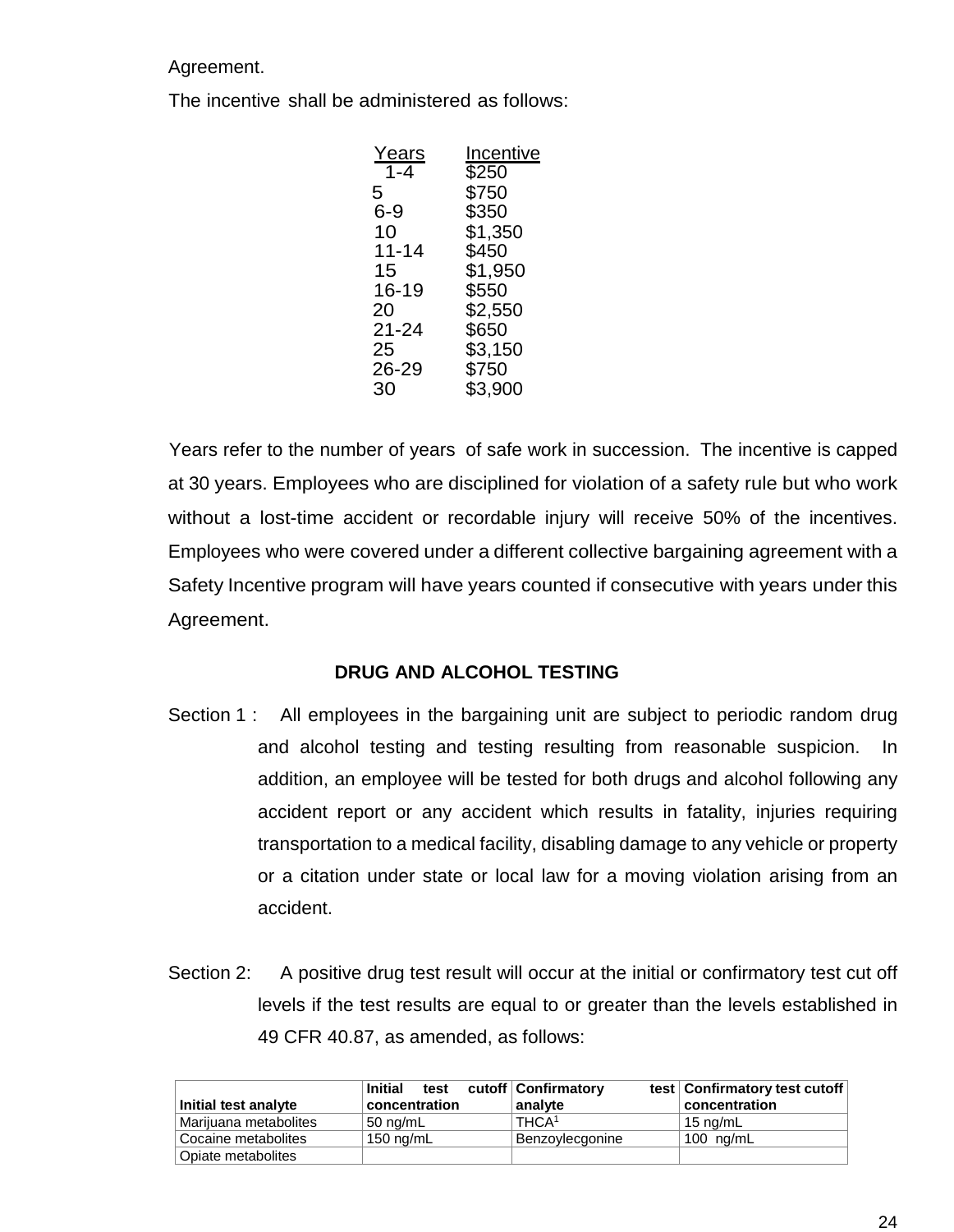Agreement.

The incentive shall be administered as follows:

| Years | Incentive |
|---|---|
| 1-4 | $250 |
| 5 | $750 |
| 6-9 | $350 |
| 10 | $1,350 |
| 11-14 | $450 |
| 15 | $1,950 |
| 16-19 | $550 |
| 20 | $2,550 |
| 21-24 | $650 |
| 25 | $3,150 |
| 26-29 | $750 |
| 30 | $3,900 |

Years refer to the number of years of safe work in succession. The incentive is capped at 30 years. Employees who are disciplined for violation of a safety rule but who work without a lost-time accident or recordable injury will receive 50% of the incentives. Employees who were covered under a different collective bargaining agreement with a Safety Incentive program will have years counted if consecutive with years under this Agreement.

## DRUG AND ALCOHOL TESTING

Section 1 : All employees in the bargaining unit are subject to periodic random drug and alcohol testing and testing resulting from reasonable suspicion. In addition, an employee will be tested for both drugs and alcohol following any accident report or any accident which results in fatality, injuries requiring transportation to a medical facility, disabling damage to any vehicle or property or a citation under state or local law for a moving violation arising from an accident.

Section 2: A positive drug test result will occur at the initial or confirmatory test cut off levels if the test results are equal to or greater than the levels established in 49 CFR 40.87, as amended, as follows:

| Initial test analyte | Initial test cutoff concentration | Confirmatory test analyte | Confirmatory test cutoff concentration |
|---|---|---|---|
| Marijuana metabolites | 50 ng/mL | THCA[1] | 15 ng/mL |
| Cocaine metabolites | 150 ng/mL | Benzoylecgonine | 100 ng/mL |
| Opiate metabolites | | | |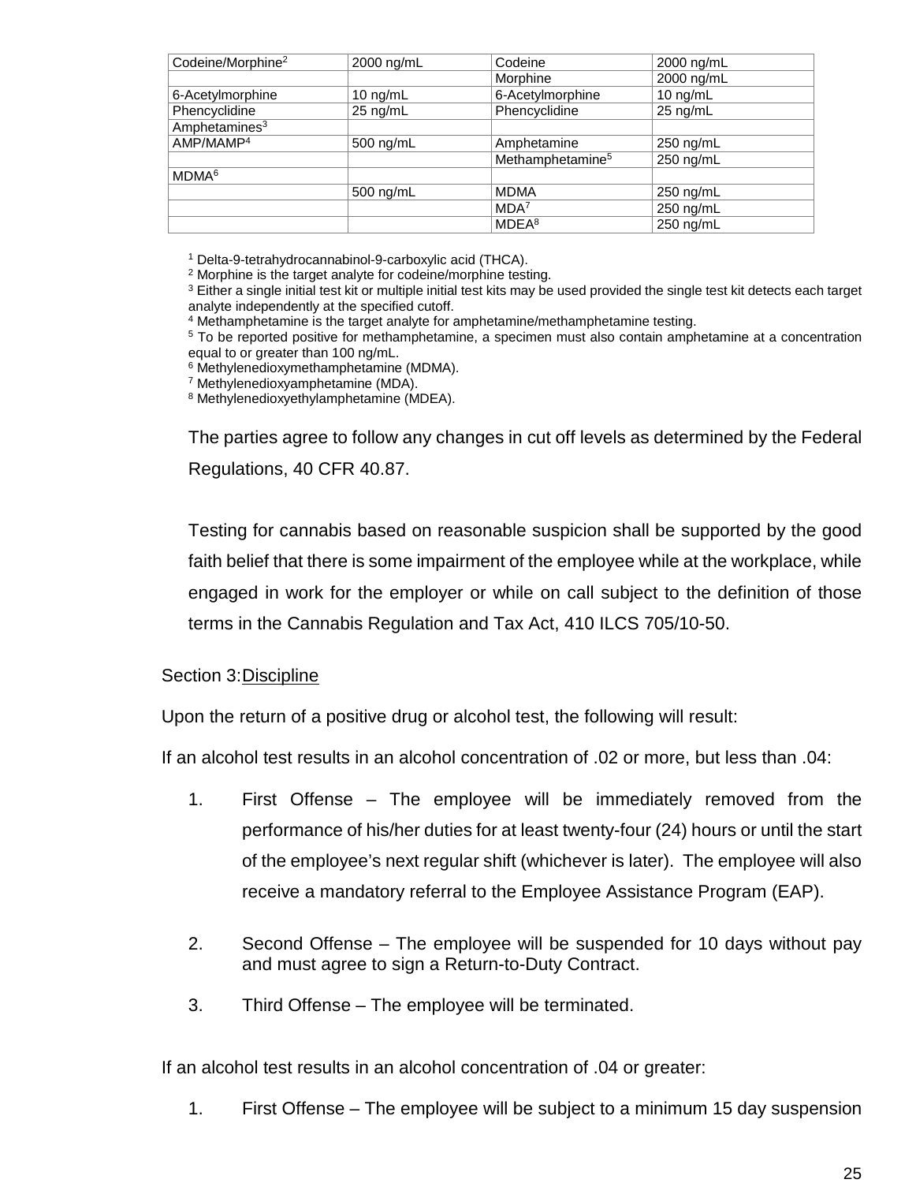| Codeine/Morphine[2] | 2000 ng/mL | Codeine | 2000 ng/mL |
|---|---|---|---|
| | | Morphine | 2000 ng/mL |
| 6-Acetylmorphine | 10 ng/mL | 6-Acetylmorphine | 10 ng/mL |
| Phencyclidine | 25 ng/mL | Phencyclidine | 25 ng/mL |
| Amphetamines[3] | | | |
| AMP/MAMP[4] | 500 ng/mL | Amphetamine | 250 ng/mL |
| | | Methamphetamine[5] | 250 ng/mL |
| MDMA[6] | | | |
| | 500 ng/mL | MDMA | 250 ng/mL |
| | | MDA[7] | 250 ng/mL |
| | | MDEA[8] | 250 ng/mL |

[1] Delta-9-tetrahydrocannabinol-9-carboxylic acid (THCA).
[2] Morphine is the target analyte for codeine/morphine testing.
[3] Either a single initial test kit or multiple initial test kits may be used provided the single test kit detects each target analyte independently at the specified cutoff.
[4] Methamphetamine is the target analyte for amphetamine/methamphetamine testing.
[5] To be reported positive for methamphetamine, a specimen must also contain amphetamine at a concentration equal to or greater than 100 ng/mL.
[6] Methylenedioxymethamphetamine (MDMA).
[7] Methylenedioxyamphetamine (MDA).
[8] Methylenedioxyethylamphetamine (MDEA).

The parties agree to follow any changes in cut off levels as determined by the Federal Regulations, 40 CFR 40.87.

Testing for cannabis based on reasonable suspicion shall be supported by the good faith belief that there is some impairment of the employee while at the workplace, while engaged in work for the employer or while on call subject to the definition of those terms in the Cannabis Regulation and Tax Act, 410 ILCS 705/10-50.

Section 3: Discipline

Upon the return of a positive drug or alcohol test, the following will result:

If an alcohol test results in an alcohol concentration of .02 or more, but less than .04:

1. First Offense – The employee will be immediately removed from the performance of his/her duties for at least twenty-four (24) hours or until the start of the employee's next regular shift (whichever is later). The employee will also receive a mandatory referral to the Employee Assistance Program (EAP).

2. Second Offense – The employee will be suspended for 10 days without pay and must agree to sign a Return-to-Duty Contract.

3. Third Offense – The employee will be terminated.

If an alcohol test results in an alcohol concentration of .04 or greater:

1. First Offense – The employee will be subject to a minimum 15 day suspension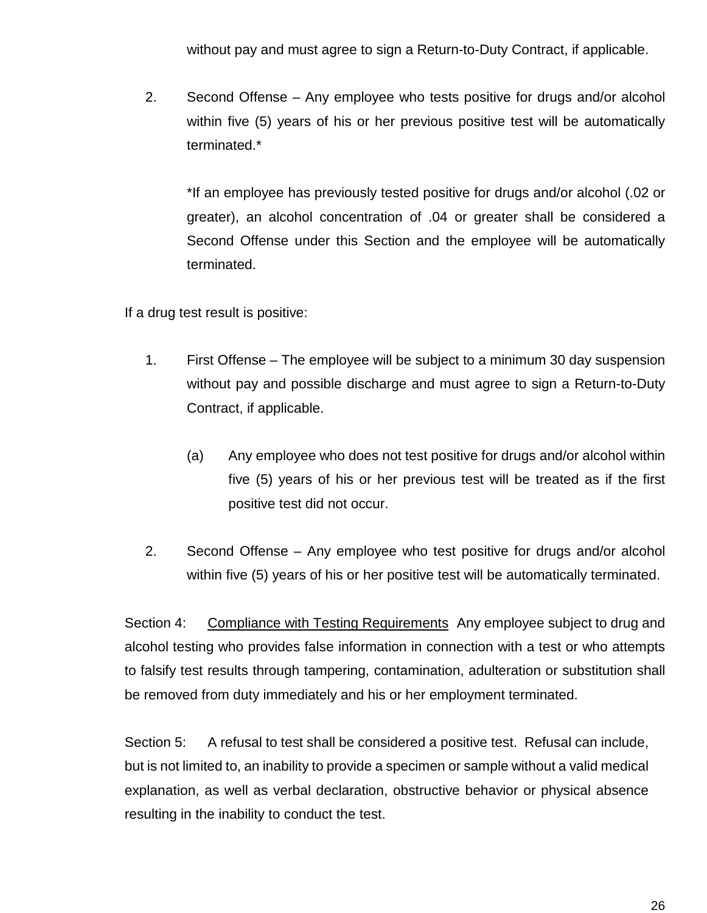without pay and must agree to sign a Return-to-Duty Contract, if applicable.

2. Second Offense – Any employee who tests positive for drugs and/or alcohol within five (5) years of his or her previous positive test will be automatically terminated.*

   *If an employee has previously tested positive for drugs and/or alcohol (.02 or greater), an alcohol concentration of .04 or greater shall be considered a Second Offense under this Section and the employee will be automatically terminated.

If a drug test result is positive:

1. First Offense – The employee will be subject to a minimum 30 day suspension without pay and possible discharge and must agree to sign a Return-to-Duty Contract, if applicable.

   (a) Any employee who does not test positive for drugs and/or alcohol within five (5) years of his or her previous test will be treated as if the first positive test did not occur.

2. Second Offense – Any employee who test positive for drugs and/or alcohol within five (5) years of his or her positive test will be automatically terminated.

Section 4: Compliance with Testing Requirements Any employee subject to drug and alcohol testing who provides false information in connection with a test or who attempts to falsify test results through tampering, contamination, adulteration or substitution shall be removed from duty immediately and his or her employment terminated.

Section 5: A refusal to test shall be considered a positive test. Refusal can include, but is not limited to, an inability to provide a specimen or sample without a valid medical explanation, as well as verbal declaration, obstructive behavior or physical absence resulting in the inability to conduct the test.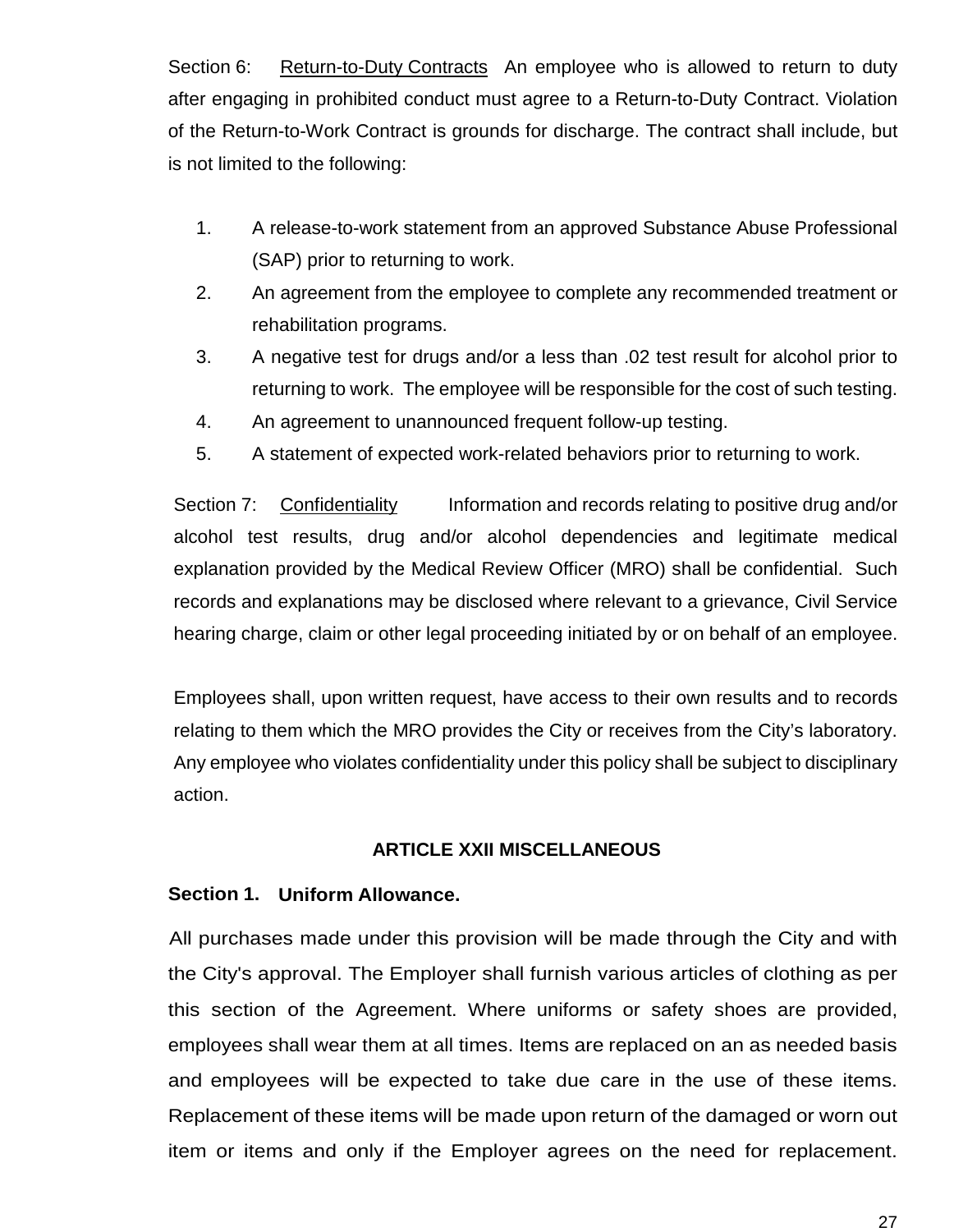Section 6: <u>Return-to-Duty Contracts</u> An employee who is allowed to return to duty after engaging in prohibited conduct must agree to a Return-to-Duty Contract. Violation of the Return-to-Work Contract is grounds for discharge. The contract shall include, but is not limited to the following:

1. A release-to-work statement from an approved Substance Abuse Professional (SAP) prior to returning to work.
2. An agreement from the employee to complete any recommended treatment or rehabilitation programs.
3. A negative test for drugs and/or a less than .02 test result for alcohol prior to returning to work. The employee will be responsible for the cost of such testing.
4. An agreement to unannounced frequent follow-up testing.
5. A statement of expected work-related behaviors prior to returning to work.

Section 7: <u>Confidentiality</u> Information and records relating to positive drug and/or alcohol test results, drug and/or alcohol dependencies and legitimate medical explanation provided by the Medical Review Officer (MRO) shall be confidential. Such records and explanations may be disclosed where relevant to a grievance, Civil Service hearing charge, claim or other legal proceeding initiated by or on behalf of an employee.

Employees shall, upon written request, have access to their own results and to records relating to them which the MRO provides the City or receives from the City's laboratory. Any employee who violates confidentiality under this policy shall be subject to disciplinary action.

## ARTICLE XXII MISCELLANEOUS

**Section 1. Uniform Allowance.**

All purchases made under this provision will be made through the City and with the City's approval. The Employer shall furnish various articles of clothing as per this section of the Agreement. Where uniforms or safety shoes are provided, employees shall wear them at all times. Items are replaced on an as needed basis and employees will be expected to take due care in the use of these items. Replacement of these items will be made upon return of the damaged or worn out item or items and only if the Employer agrees on the need for replacement.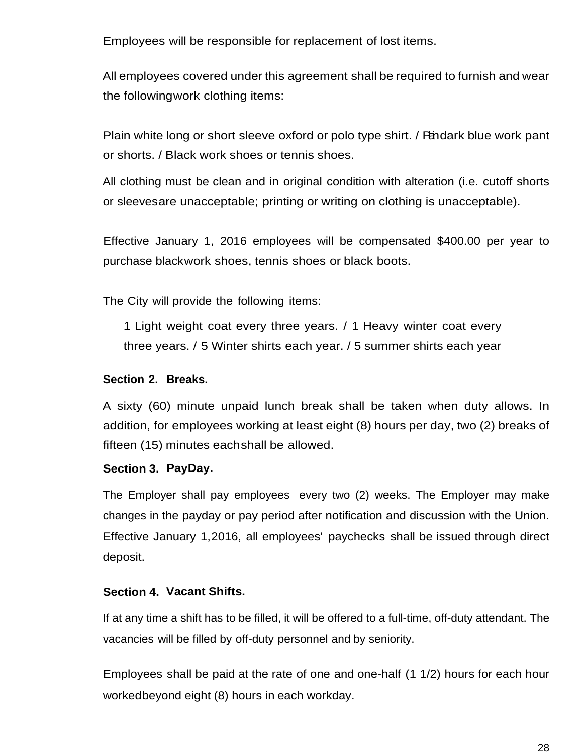Employees will be responsible for replacement of lost items.

All employees covered under this agreement shall be required to furnish and wear the following work clothing items:

Plain white long or short sleeve oxford or polo type shirt. / Plain dark blue work pant or shorts. / Black work shoes or tennis shoes.

All clothing must be clean and in original condition with alteration (i.e. cutoff shorts or sleeves are unacceptable; printing or writing on clothing is unacceptable).

Effective January 1, 2016 employees will be compensated $400.00 per year to purchase black work shoes, tennis shoes or black boots.

The City will provide the following items:

1 Light weight coat every three years. / 1 Heavy winter coat every three years. / 5 Winter shirts each year. / 5 summer shirts each year

**Section 2. Breaks.**

A sixty (60) minute unpaid lunch break shall be taken when duty allows. In addition, for employees working at least eight (8) hours per day, two (2) breaks of fifteen (15) minutes each shall be allowed.

**Section 3. PayDay.**

The Employer shall pay employees every two (2) weeks. The Employer may make changes in the payday or pay period after notification and discussion with the Union. Effective January 1, 2016, all employees' paychecks shall be issued through direct deposit.

**Section 4. Vacant Shifts.**

If at any time a shift has to be filled, it will be offered to a full-time, off-duty attendant. The vacancies will be filled by off-duty personnel and by seniority.

Employees shall be paid at the rate of one and one-half (1 1/2) hours for each hour worked beyond eight (8) hours in each workday.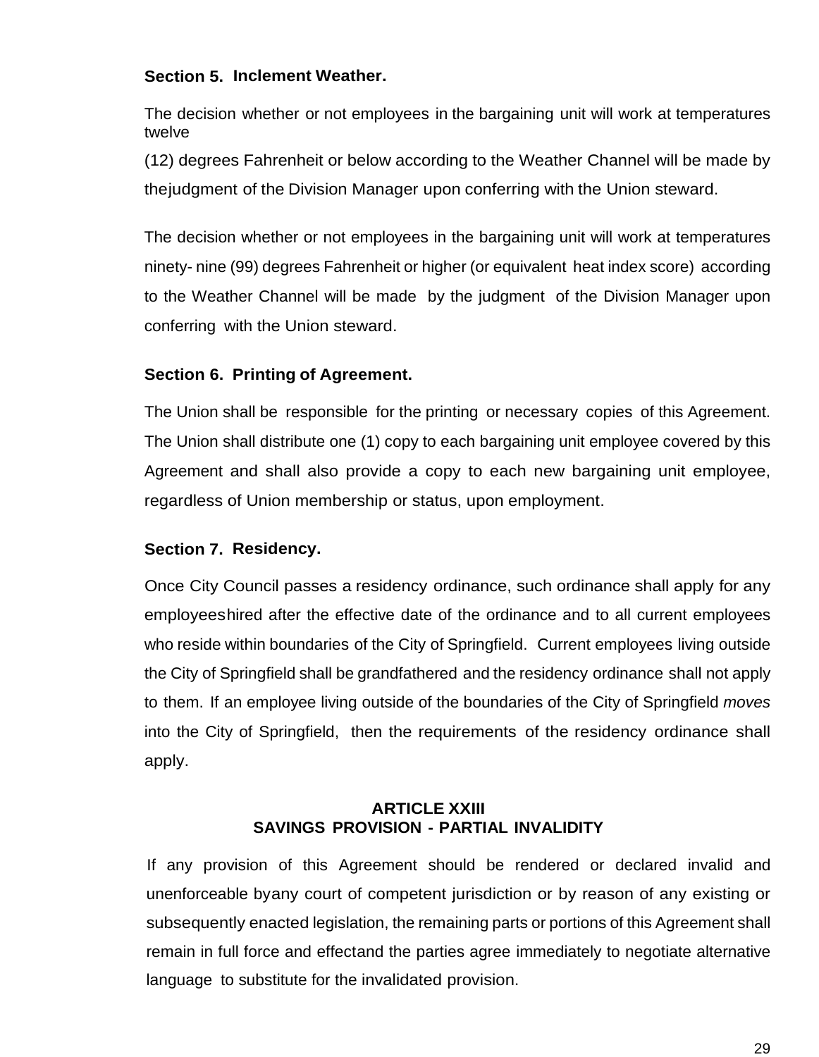**Section 5. Inclement Weather.**

The decision whether or not employees in the bargaining unit will work at temperatures twelve (12) degrees Fahrenheit or below according to the Weather Channel will be made by thejudgment of the Division Manager upon conferring with the Union steward.

The decision whether or not employees in the bargaining unit will work at temperatures ninety- nine (99) degrees Fahrenheit or higher (or equivalent heat index score) according to the Weather Channel will be made by the judgment of the Division Manager upon conferring with the Union steward.

**Section 6. Printing of Agreement.**

The Union shall be responsible for the printing or necessary copies of this Agreement. The Union shall distribute one (1) copy to each bargaining unit employee covered by this Agreement and shall also provide a copy to each new bargaining unit employee, regardless of Union membership or status, upon employment.

**Section 7. Residency.**

Once City Council passes a residency ordinance, such ordinance shall apply for any employeeshired after the effective date of the ordinance and to all current employees who reside within boundaries of the City of Springfield. Current employees living outside the City of Springfield shall be grandfathered and the residency ordinance shall not apply to them. If an employee living outside of the boundaries of the City of Springfield *moves* into the City of Springfield, then the requirements of the residency ordinance shall apply.

## ARTICLE XXIII
## SAVINGS PROVISION - PARTIAL INVALIDITY

If any provision of this Agreement should be rendered or declared invalid and unenforceable byany court of competent jurisdiction or by reason of any existing or subsequently enacted legislation, the remaining parts or portions of this Agreement shall remain in full force and effectand the parties agree immediately to negotiate alternative language to substitute for the invalidated provision.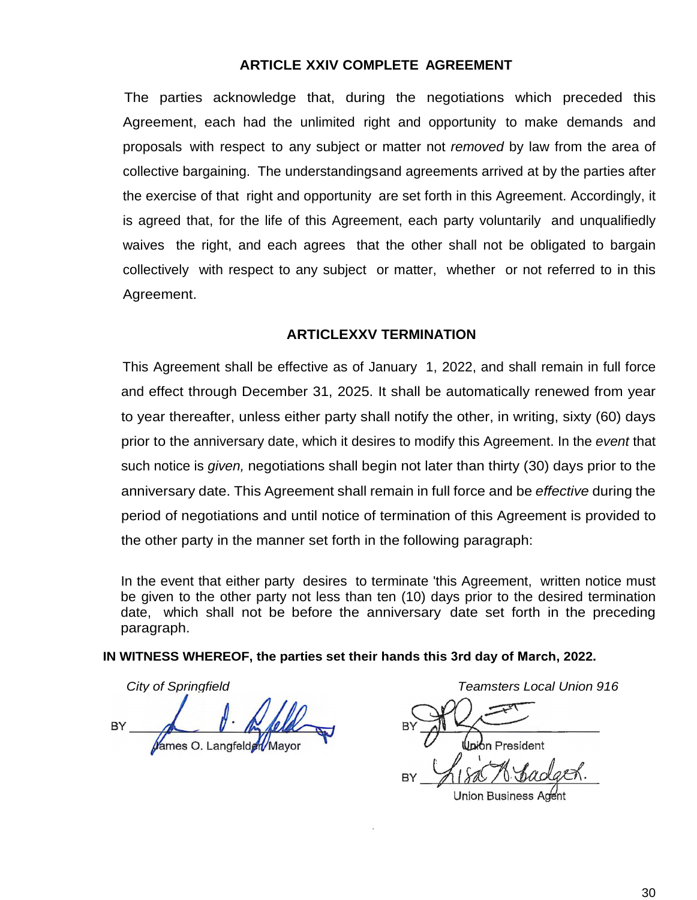## ARTICLE XXIV COMPLETE AGREEMENT

The parties acknowledge that, during the negotiations which preceded this Agreement, each had the unlimited right and opportunity to make demands and proposals with respect to any subject or matter not *removed* by law from the area of collective bargaining. The understandingsand agreements arrived at by the parties after the exercise of that right and opportunity are set forth in this Agreement. Accordingly, it is agreed that, for the life of this Agreement, each party voluntarily and unqualifiedly waives the right, and each agrees that the other shall not be obligated to bargain collectively with respect to any subject or matter, whether or not referred to in this Agreement.

## ARTICLEXXV TERMINATION

This Agreement shall be effective as of January 1, 2022, and shall remain in full force and effect through December 31, 2025. It shall be automatically renewed from year to year thereafter, unless either party shall notify the other, in writing, sixty (60) days prior to the anniversary date, which it desires to modify this Agreement. In the *event* that such notice is *given,* negotiations shall begin not later than thirty (30) days prior to the anniversary date. This Agreement shall remain in full force and be *effective* during the period of negotiations and until notice of termination of this Agreement is provided to the other party in the manner set forth in the following paragraph:

In the event that either party desires to terminate 'this Agreement, written notice must be given to the other party not less than ten (10) days prior to the desired termination date, which shall not be before the anniversary date set forth in the preceding paragraph.

**IN WITNESS WHEREOF, the parties set their hands this 3rd day of March, 2022.**

*City of Springfield*

BY ______________________
James O. Langfelder, Mayor

*Teamsters Local Union 916*

BY ______________________
Union President

BY ______________________
Union Business Agent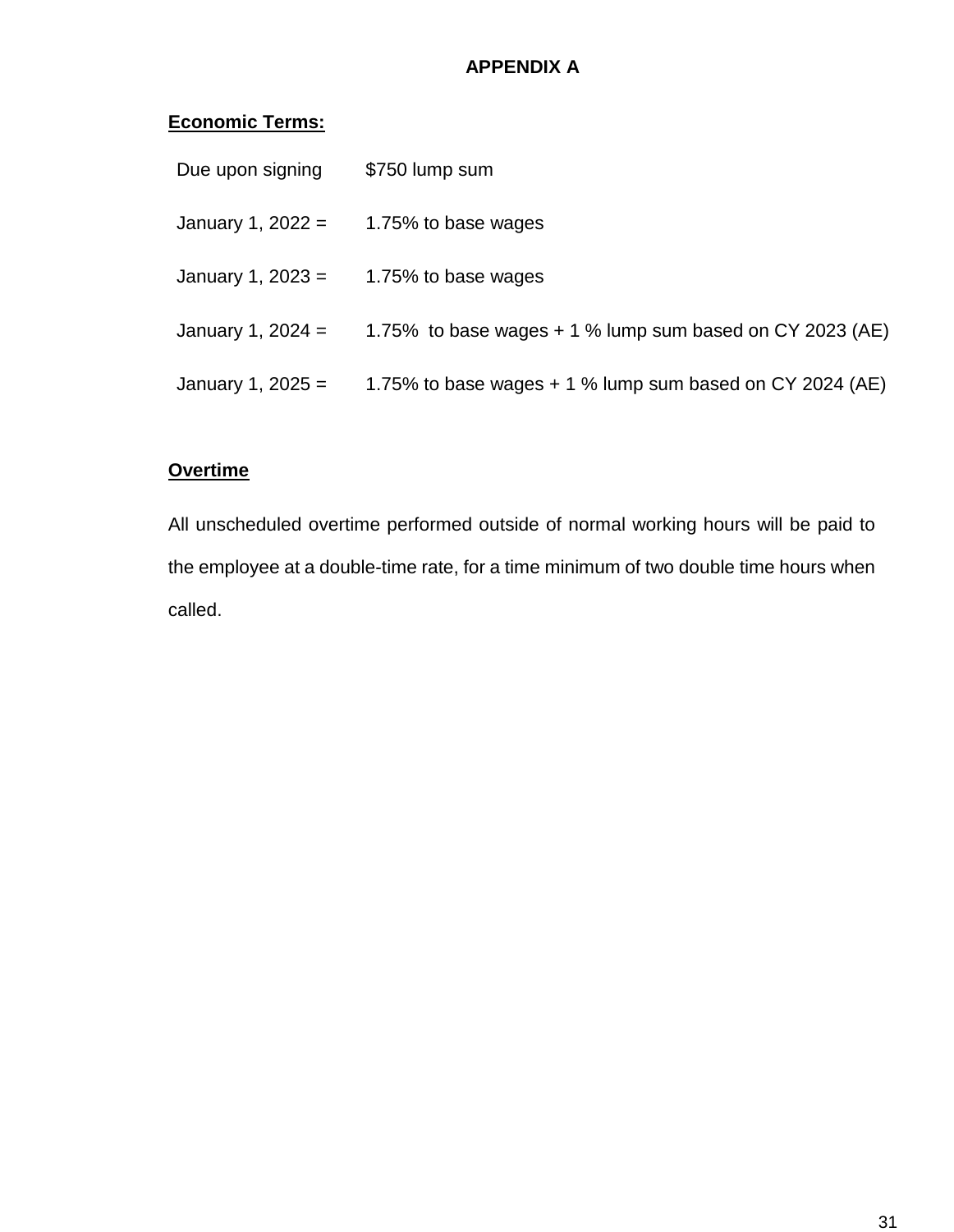# APPENDIX A

**Economic Terms:**

| | |
|---|---|
| Due upon signing | $750 lump sum |
| January 1, 2022 = | 1.75% to base wages |
| January 1, 2023 = | 1.75% to base wages |
| January 1, 2024 = | 1.75% to base wages + 1 % lump sum based on CY 2023 (AE) |
| January 1, 2025 = | 1.75% to base wages + 1 % lump sum based on CY 2024 (AE) |

**Overtime**

All unscheduled overtime performed outside of normal working hours will be paid to the employee at a double-time rate, for a time minimum of two double time hours when called.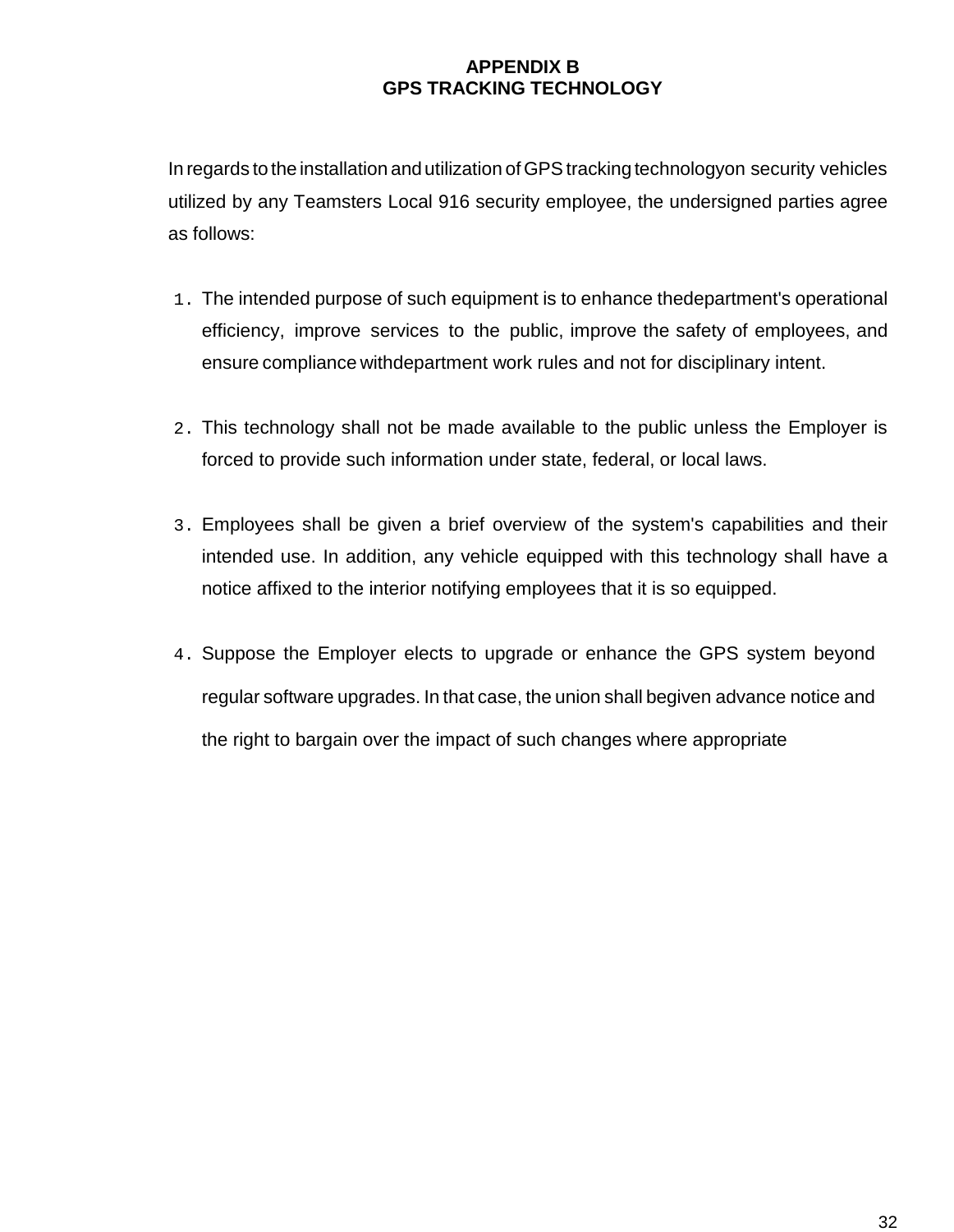# APPENDIX B
# GPS TRACKING TECHNOLOGY

In regards to the installation and utilization of GPS tracking technologyon security vehicles utilized by any Teamsters Local 916 security employee, the undersigned parties agree as follows:

1. The intended purpose of such equipment is to enhance thedepartment's operational efficiency, improve services to the public, improve the safety of employees, and ensure compliance withdepartment work rules and not for disciplinary intent.

2. This technology shall not be made available to the public unless the Employer is forced to provide such information under state, federal, or local laws.

3. Employees shall be given a brief overview of the system's capabilities and their intended use. In addition, any vehicle equipped with this technology shall have a notice affixed to the interior notifying employees that it is so equipped.

4. Suppose the Employer elects to upgrade or enhance the GPS system beyond regular software upgrades. In that case, the union shall begiven advance notice and the right to bargain over the impact of such changes where appropriate